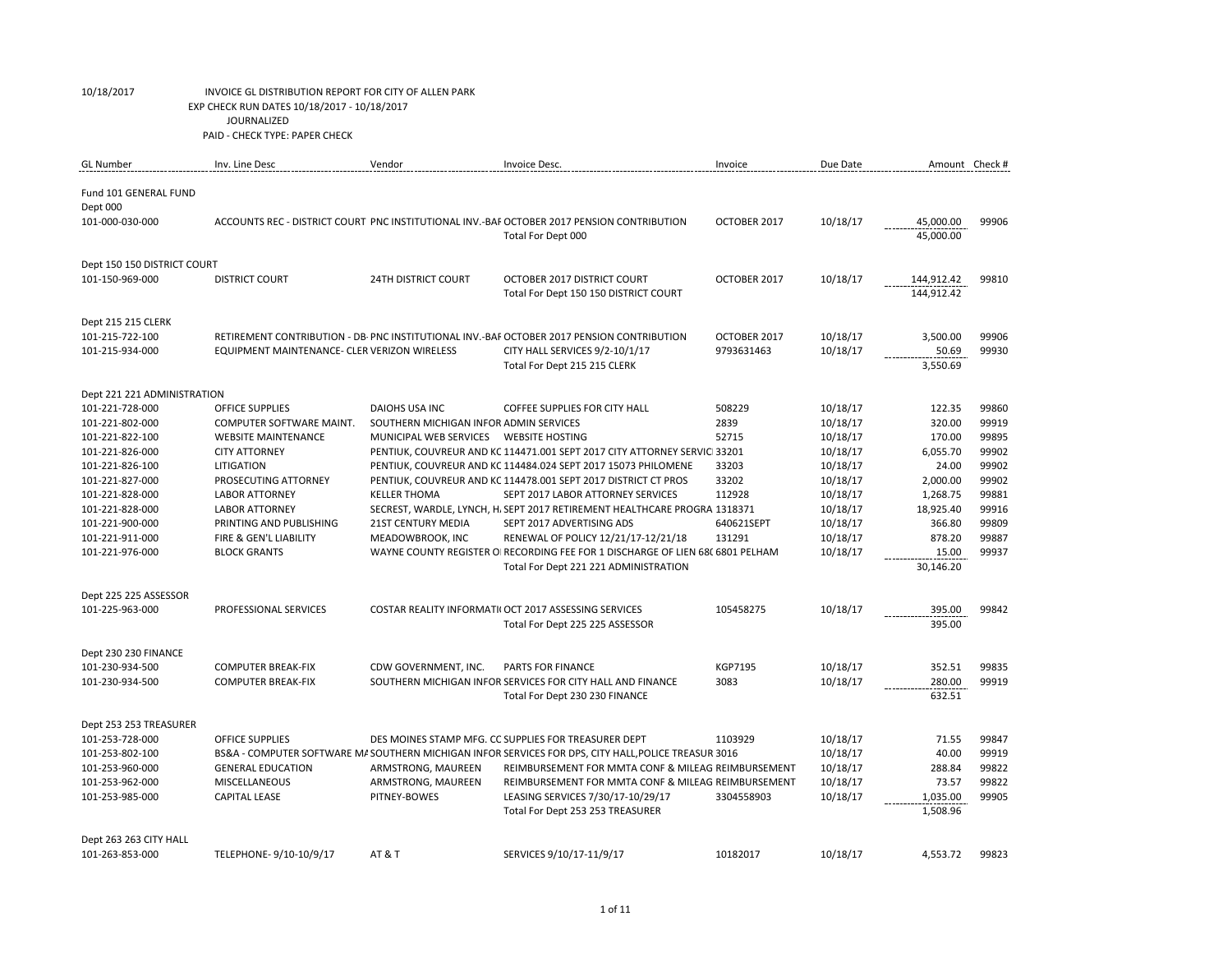10/18/2017 INVOICE GL DISTRIBUTION REPORT FOR CITY OF ALLEN PARK
EXP CHECK RUN DATES 10/18/2017 - 10/18/2017
JOURNALIZED
PAID - CHECK TYPE: PAPER CHECK

| GL Number | Inv. Line Desc | Vendor | Invoice Desc. | Invoice | Due Date | Amount | Check # |
|---|---|---|---|---|---|---|---|
| Fund 101 GENERAL FUND | | | | | | | |
| Dept 000 | | | | | | | |
| 101-000-030-000 | ACCOUNTS REC - DISTRICT COURT | PNC INSTITUTIONAL INV.-BAF | OCTOBER 2017 PENSION CONTRIBUTION | OCTOBER 2017 | 10/18/17 | 45,000.00 | 99906 |
| | | | Total For Dept 000 | | | 45,000.00 | |
| Dept 150 150 DISTRICT COURT | | | | | | | |
| 101-150-969-000 | DISTRICT COURT | 24TH DISTRICT COURT | OCTOBER 2017 DISTRICT COURT | OCTOBER 2017 | 10/18/17 | 144,912.42 | 99810 |
| | | | Total For Dept 150 150 DISTRICT COURT | | | 144,912.42 | |
| Dept 215 215 CLERK | | | | | | | |
| 101-215-722-100 | RETIREMENT CONTRIBUTION - DB | PNC INSTITUTIONAL INV.-BAF | OCTOBER 2017 PENSION CONTRIBUTION | OCTOBER 2017 | 10/18/17 | 3,500.00 | 99906 |
| 101-215-934-000 | EQUIPMENT MAINTENANCE- CLER | VERIZON WIRELESS | CITY HALL SERVICES 9/2-10/1/17 | 9793631463 | 10/18/17 | 50.69 | 99930 |
| | | | Total For Dept 215 215 CLERK | | | 3,550.69 | |
| Dept 221 221 ADMINISTRATION | | | | | | | |
| 101-221-728-000 | OFFICE SUPPLIES | DAIOHS USA INC | COFFEE SUPPLIES FOR CITY HALL | 508229 | 10/18/17 | 122.35 | 99860 |
| 101-221-802-000 | COMPUTER SOFTWARE MAINT. | SOUTHERN MICHIGAN INFOR | ADMIN SERVICES | 2839 | 10/18/17 | 320.00 | 99919 |
| 101-221-822-100 | WEBSITE MAINTENANCE | MUNICIPAL WEB SERVICES | WEBSITE HOSTING | 52715 | 10/18/17 | 170.00 | 99895 |
| 101-221-826-000 | CITY ATTORNEY | PENTIUK, COUVREUR AND KC | 114471.001 SEPT 2017 CITY ATTORNEY SERVIC | 33201 | 10/18/17 | 6,055.70 | 99902 |
| 101-221-826-100 | LITIGATION | PENTIUK, COUVREUR AND KC | 114484.024 SEPT 2017 15073 PHILOMENE | 33203 | 10/18/17 | 24.00 | 99902 |
| 101-221-827-000 | PROSECUTING ATTORNEY | PENTIUK, COUVREUR AND KC | 114478.001 SEPT 2017 DISTRICT CT PROS | 33202 | 10/18/17 | 2,000.00 | 99902 |
| 101-221-828-000 | LABOR ATTORNEY | KELLER THOMA | SEPT 2017 LABOR ATTORNEY SERVICES | 112928 | 10/18/17 | 1,268.75 | 99881 |
| 101-221-828-000 | LABOR ATTORNEY | SECREST, WARDLE, LYNCH, H. | SEPT 2017 RETIREMENT HEALTHCARE PROGRA | 1318371 | 10/18/17 | 18,925.40 | 99916 |
| 101-221-900-000 | PRINTING AND PUBLISHING | 21ST CENTURY MEDIA | SEPT 2017 ADVERTISING ADS | 640621SEPT | 10/18/17 | 366.80 | 99809 |
| 101-221-911-000 | FIRE & GEN'L LIABILITY | MEADOWBROOK, INC | RENEWAL OF POLICY 12/21/17-12/21/18 | 131291 | 10/18/17 | 878.20 | 99887 |
| 101-221-976-000 | BLOCK GRANTS | WAYNE COUNTY REGISTER OI | RECORDING FEE FOR 1 DISCHARGE OF LIEN 68( | 6801 PELHAM | 10/18/17 | 15.00 | 99937 |
| | | | Total For Dept 221 221 ADMINISTRATION | | | 30,146.20 | |
| Dept 225 225 ASSESSOR | | | | | | | |
| 101-225-963-000 | PROFESSIONAL SERVICES | COSTAR REALITY INFORMATI( | OCT 2017 ASSESSING SERVICES | 105458275 | 10/18/17 | 395.00 | 99842 |
| | | | Total For Dept 225 225 ASSESSOR | | | 395.00 | |
| Dept 230 230 FINANCE | | | | | | | |
| 101-230-934-500 | COMPUTER BREAK-FIX | CDW GOVERNMENT, INC. | PARTS FOR FINANCE | KGP7195 | 10/18/17 | 352.51 | 99835 |
| 101-230-934-500 | COMPUTER BREAK-FIX | SOUTHERN MICHIGAN INFOR | SERVICES FOR CITY HALL AND FINANCE | 3083 | 10/18/17 | 280.00 | 99919 |
| | | | Total For Dept 230 230 FINANCE | | | 632.51 | |
| Dept 253 253 TREASURER | | | | | | | |
| 101-253-728-000 | OFFICE SUPPLIES | DES MOINES STAMP MFG. CC | SUPPLIES FOR TREASURER DEPT | 1103929 | 10/18/17 | 71.55 | 99847 |
| 101-253-802-100 | BS&A - COMPUTER SOFTWARE MA | SOUTHERN MICHIGAN INFOR | SERVICES FOR DPS, CITY HALL,POLICE TREASUR | 3016 | 10/18/17 | 40.00 | 99919 |
| 101-253-960-000 | GENERAL EDUCATION | ARMSTRONG, MAUREEN | REIMBURSEMENT FOR MMTA CONF & MILEAG | REIMBURSEMENT | 10/18/17 | 288.84 | 99822 |
| 101-253-962-000 | MISCELLANEOUS | ARMSTRONG, MAUREEN | REIMBURSEMENT FOR MMTA CONF & MILEAG | REIMBURSEMENT | 10/18/17 | 73.57 | 99822 |
| 101-253-985-000 | CAPITAL LEASE | PITNEY-BOWES | LEASING SERVICES 7/30/17-10/29/17 | 3304558903 | 10/18/17 | 1,035.00 | 99905 |
| | | | Total For Dept 253 253 TREASURER | | | 1,508.96 | |
| Dept 263 263 CITY HALL | | | | | | | |
| 101-263-853-000 | TELEPHONE- 9/10-10/9/17 | AT & T | SERVICES 9/10/17-11/9/17 | 10182017 | 10/18/17 | 4,553.72 | 99823 |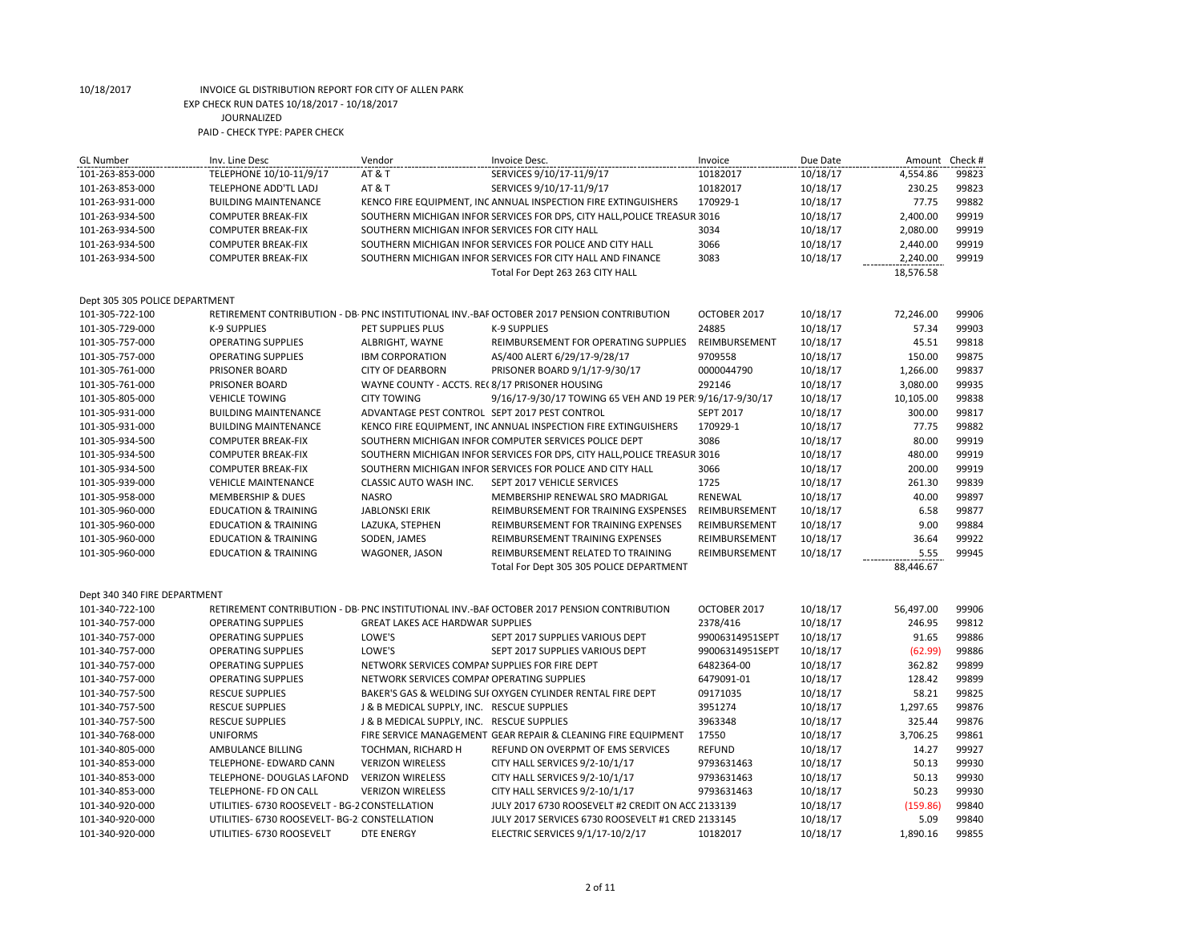10/18/2017 INVOICE GL DISTRIBUTION REPORT FOR CITY OF ALLEN PARK

EXP CHECK RUN DATES 10/18/2017 - 10/18/2017

JOURNALIZED

PAID - CHECK TYPE: PAPER CHECK

| GL Number | Inv. Line Desc | Vendor | Invoice Desc. | Invoice | Due Date | Amount | Check # |
|---|---|---|---|---|---|---|---|
| 101-263-853-000 | TELEPHONE 10/10-11/9/17 | AT & T | SERVICES 9/10/17-11/9/17 | 10182017 | 10/18/17 | 4,554.86 | 99823 |
| 101-263-853-000 | TELEPHONE ADD'TL LADJ | AT & T | SERVICES 9/10/17-11/9/17 | 10182017 | 10/18/17 | 230.25 | 99823 |
| 101-263-931-000 | BUILDING MAINTENANCE | KENCO FIRE EQUIPMENT, INC | ANNUAL INSPECTION FIRE EXTINGUISHERS | 170929-1 | 10/18/17 | 77.75 | 99882 |
| 101-263-934-500 | COMPUTER BREAK-FIX | SOUTHERN MICHIGAN INFOR | SERVICES FOR DPS, CITY HALL,POLICE TREASUR | 3016 | 10/18/17 | 2,400.00 | 99919 |
| 101-263-934-500 | COMPUTER BREAK-FIX | SOUTHERN MICHIGAN INFOR | SERVICES FOR CITY HALL | 3034 | 10/18/17 | 2,080.00 | 99919 |
| 101-263-934-500 | COMPUTER BREAK-FIX | SOUTHERN MICHIGAN INFOR | SERVICES FOR POLICE AND CITY HALL | 3066 | 10/18/17 | 2,440.00 | 99919 |
| 101-263-934-500 | COMPUTER BREAK-FIX | SOUTHERN MICHIGAN INFOR | SERVICES FOR CITY HALL AND FINANCE | 3083 | 10/18/17 | 2,240.00 | 99919 |
| | | | Total For Dept 263 263 CITY HALL | | | 18,576.58 | |
| Dept 305 305 POLICE DEPARTMENT | | | | | | | |
| 101-305-722-100 | RETIREMENT CONTRIBUTION - DB | PNC INSTITUTIONAL INV.-BAF | OCTOBER 2017 PENSION CONTRIBUTION | OCTOBER 2017 | 10/18/17 | 72,246.00 | 99906 |
| 101-305-729-000 | K-9 SUPPLIES | PET SUPPLIES PLUS | K-9 SUPPLIES | 24885 | 10/18/17 | 57.34 | 99903 |
| 101-305-757-000 | OPERATING SUPPLIES | ALBRIGHT, WAYNE | REIMBURSEMENT FOR OPERATING SUPPLIES | REIMBURSEMENT | 10/18/17 | 45.51 | 99818 |
| 101-305-757-000 | OPERATING SUPPLIES | IBM CORPORATION | AS/400 ALERT 6/29/17-9/28/17 | 9709558 | 10/18/17 | 150.00 | 99875 |
| 101-305-761-000 | PRISONER BOARD | CITY OF DEARBORN | PRISONER BOARD 9/1/17-9/30/17 | 0000044790 | 10/18/17 | 1,266.00 | 99837 |
| 101-305-761-000 | PRISONER BOARD | WAYNE COUNTY - ACCTS. REC | 8/17 PRISONER HOUSING | 292146 | 10/18/17 | 3,080.00 | 99935 |
| 101-305-805-000 | VEHICLE TOWING | CITY TOWING | 9/16/17-9/30/17 TOWING 65 VEH AND 19 PER | 9/16/17-9/30/17 | 10/18/17 | 10,105.00 | 99838 |
| 101-305-931-000 | BUILDING MAINTENANCE | ADVANTAGE PEST CONTROL | SEPT 2017 PEST CONTROL | SEPT 2017 | 10/18/17 | 300.00 | 99817 |
| 101-305-931-000 | BUILDING MAINTENANCE | KENCO FIRE EQUIPMENT, INC | ANNUAL INSPECTION FIRE EXTINGUISHERS | 170929-1 | 10/18/17 | 77.75 | 99882 |
| 101-305-934-500 | COMPUTER BREAK-FIX | SOUTHERN MICHIGAN INFOR | COMPUTER SERVICES POLICE DEPT | 3086 | 10/18/17 | 80.00 | 99919 |
| 101-305-934-500 | COMPUTER BREAK-FIX | SOUTHERN MICHIGAN INFOR | SERVICES FOR DPS, CITY HALL,POLICE TREASUR | 3016 | 10/18/17 | 480.00 | 99919 |
| 101-305-934-500 | COMPUTER BREAK-FIX | SOUTHERN MICHIGAN INFOR | SERVICES FOR POLICE AND CITY HALL | 3066 | 10/18/17 | 200.00 | 99919 |
| 101-305-939-000 | VEHICLE MAINTENANCE | CLASSIC AUTO WASH INC. | SEPT 2017 VEHICLE SERVICES | 1725 | 10/18/17 | 261.30 | 99839 |
| 101-305-958-000 | MEMBERSHIP & DUES | NASRO | MEMBERSHIP RENEWAL SRO MADRIGAL | RENEWAL | 10/18/17 | 40.00 | 99897 |
| 101-305-960-000 | EDUCATION & TRAINING | JABLONSKI ERIK | REIMBURSEMENT FOR TRAINING EXSPENSES | REIMBURSEMENT | 10/18/17 | 6.58 | 99877 |
| 101-305-960-000 | EDUCATION & TRAINING | LAZUKA, STEPHEN | REIMBURSEMENT FOR TRAINING EXPENSES | REIMBURSEMENT | 10/18/17 | 9.00 | 99884 |
| 101-305-960-000 | EDUCATION & TRAINING | SODEN, JAMES | REIMBURSEMENT TRAINING EXPENSES | REIMBURSEMENT | 10/18/17 | 36.64 | 99922 |
| 101-305-960-000 | EDUCATION & TRAINING | WAGONER, JASON | REIMBURSEMENT RELATED TO TRAINING | REIMBURSEMENT | 10/18/17 | 5.55 | 99945 |
| | | | Total For Dept 305 305 POLICE DEPARTMENT | | | 88,446.67 | |
| Dept 340 340 FIRE DEPARTMENT | | | | | | | |
| 101-340-722-100 | RETIREMENT CONTRIBUTION - DB | PNC INSTITUTIONAL INV.-BAF | OCTOBER 2017 PENSION CONTRIBUTION | OCTOBER 2017 | 10/18/17 | 56,497.00 | 99906 |
| 101-340-757-000 | OPERATING SUPPLIES | GREAT LAKES ACE HARDWAR | SUPPLIES | 2378/416 | 10/18/17 | 246.95 | 99812 |
| 101-340-757-000 | OPERATING SUPPLIES | LOWE'S | SEPT 2017 SUPPLIES VARIOUS DEPT | 99006314951SEPT | 10/18/17 | 91.65 | 99886 |
| 101-340-757-000 | OPERATING SUPPLIES | LOWE'S | SEPT 2017 SUPPLIES VARIOUS DEPT | 99006314951SEPT | 10/18/17 | (62.99) | 99886 |
| 101-340-757-000 | OPERATING SUPPLIES | NETWORK SERVICES COMPAN | SUPPLIES FOR FIRE DEPT | 6482364-00 | 10/18/17 | 362.82 | 99899 |
| 101-340-757-000 | OPERATING SUPPLIES | NETWORK SERVICES COMPAN | OPERATING SUPPLIES | 6479091-01 | 10/18/17 | 128.42 | 99899 |
| 101-340-757-500 | RESCUE SUPPLIES | BAKER'S GAS & WELDING SUP | OXYGEN CYLINDER RENTAL FIRE DEPT | 09171035 | 10/18/17 | 58.21 | 99825 |
| 101-340-757-500 | RESCUE SUPPLIES | J & B MEDICAL SUPPLY, INC. | RESCUE SUPPLIES | 3951274 | 10/18/17 | 1,297.65 | 99876 |
| 101-340-757-500 | RESCUE SUPPLIES | J & B MEDICAL SUPPLY, INC. | RESCUE SUPPLIES | 3963348 | 10/18/17 | 325.44 | 99876 |
| 101-340-768-000 | UNIFORMS | FIRE SERVICE MANAGEMENT | GEAR REPAIR & CLEANING FIRE EQUIPMENT | 17550 | 10/18/17 | 3,706.25 | 99861 |
| 101-340-805-000 | AMBULANCE BILLING | TOCHMAN, RICHARD H | REFUND ON OVERPMT OF EMS SERVICES | REFUND | 10/18/17 | 14.27 | 99927 |
| 101-340-853-000 | TELEPHONE- EDWARD CANN | VERIZON WIRELESS | CITY HALL SERVICES 9/2-10/1/17 | 9793631463 | 10/18/17 | 50.13 | 99930 |
| 101-340-853-000 | TELEPHONE- DOUGLAS LAFOND | VERIZON WIRELESS | CITY HALL SERVICES 9/2-10/1/17 | 9793631463 | 10/18/17 | 50.13 | 99930 |
| 101-340-853-000 | TELEPHONE- FD ON CALL | VERIZON WIRELESS | CITY HALL SERVICES 9/2-10/1/17 | 9793631463 | 10/18/17 | 50.23 | 99930 |
| 101-340-920-000 | UTILITIES- 6730 ROOSEVELT - BG-2 | CONSTELLATION | JULY 2017 6730 ROOSEVELT #2 CREDIT ON ACC | 2133139 | 10/18/17 | (159.86) | 99840 |
| 101-340-920-000 | UTILITIES- 6730 ROOSEVELT- BG-2 | CONSTELLATION | JULY 2017 SERVICES 6730 ROOSEVELT #1 CRED | 2133145 | 10/18/17 | 5.09 | 99840 |
| 101-340-920-000 | UTILITIES- 6730 ROOSEVELT | DTE ENERGY | ELECTRIC SERVICES 9/1/17-10/2/17 | 10182017 | 10/18/17 | 1,890.16 | 99855 |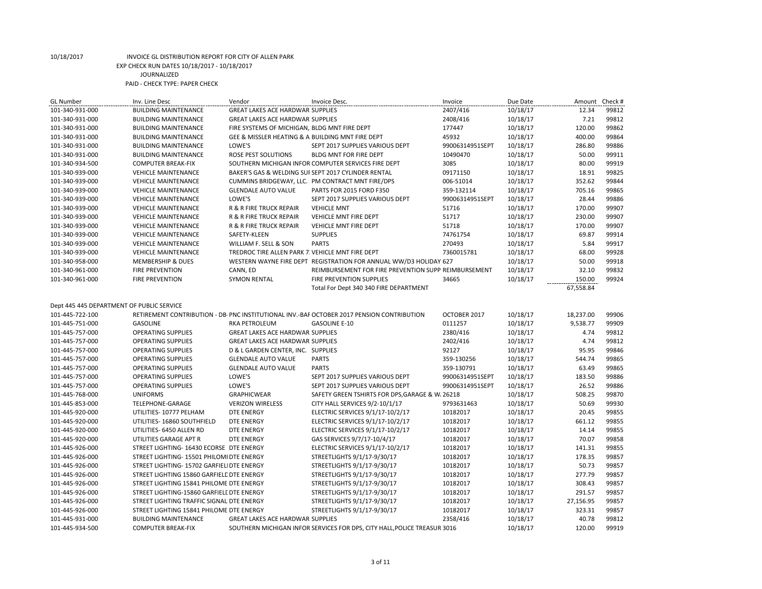10/18/2017 INVOICE GL DISTRIBUTION REPORT FOR CITY OF ALLEN PARK
EXP CHECK RUN DATES 10/18/2017 - 10/18/2017
JOURNALIZED
PAID - CHECK TYPE: PAPER CHECK

| GL Number | Inv. Line Desc | Vendor | Invoice Desc. | Invoice | Due Date | Amount | Check # |
|---|---|---|---|---|---|---|---|
| 101-340-931-000 | BUILDING MAINTENANCE | GREAT LAKES ACE HARDWAR | SUPPLIES | 2407/416 | 10/18/17 | 12.34 | 99812 |
| 101-340-931-000 | BUILDING MAINTENANCE | GREAT LAKES ACE HARDWAR | SUPPLIES | 2408/416 | 10/18/17 | 7.21 | 99812 |
| 101-340-931-000 | BUILDING MAINTENANCE | FIRE SYSTEMS OF MICHIGAN, | BLDG MNT FIRE DEPT | 177447 | 10/18/17 | 120.00 | 99862 |
| 101-340-931-000 | BUILDING MAINTENANCE | GEE & MISSLER HEATING & A | BUILDING MNT FIRE DEPT | 45932 | 10/18/17 | 400.00 | 99864 |
| 101-340-931-000 | BUILDING MAINTENANCE | LOWE'S | SEPT 2017 SUPPLIES VARIOUS DEPT | 99006314951SEPT | 10/18/17 | 286.80 | 99886 |
| 101-340-931-000 | BUILDING MAINTENANCE | ROSE PEST SOLUTIONS | BLDG MNT FOR FIRE DEPT | 10490470 | 10/18/17 | 50.00 | 99911 |
| 101-340-934-500 | COMPUTER BREAK-FIX | SOUTHERN MICHIGAN INFOR | COMPUTER SERVICES FIRE DEPT | 3085 | 10/18/17 | 80.00 | 99919 |
| 101-340-939-000 | VEHICLE MAINTENANCE | BAKER'S GAS & WELDING SUI | SEPT 2017 CYLINDER RENTAL | 09171150 | 10/18/17 | 18.91 | 99825 |
| 101-340-939-000 | VEHICLE MAINTENANCE | CUMMINS BRIDGEWAY, LLC. | PM CONTRACT MNT FIRE/DPS | 006-51014 | 10/18/17 | 352.62 | 99844 |
| 101-340-939-000 | VEHICLE MAINTENANCE | GLENDALE AUTO VALUE | PARTS FOR 2015 FORD F350 | 359-132114 | 10/18/17 | 705.16 | 99865 |
| 101-340-939-000 | VEHICLE MAINTENANCE | LOWE'S | SEPT 2017 SUPPLIES VARIOUS DEPT | 99006314951SEPT | 10/18/17 | 28.44 | 99886 |
| 101-340-939-000 | VEHICLE MAINTENANCE | R & R FIRE TRUCK REPAIR | VEHICLE MNT | 51716 | 10/18/17 | 170.00 | 99907 |
| 101-340-939-000 | VEHICLE MAINTENANCE | R & R FIRE TRUCK REPAIR | VEHICLE MNT FIRE DEPT | 51717 | 10/18/17 | 230.00 | 99907 |
| 101-340-939-000 | VEHICLE MAINTENANCE | R & R FIRE TRUCK REPAIR | VEHICLE MNT FIRE DEPT | 51718 | 10/18/17 | 170.00 | 99907 |
| 101-340-939-000 | VEHICLE MAINTENANCE | SAFETY-KLEEN | SUPPLIES | 74761754 | 10/18/17 | 69.87 | 99914 |
| 101-340-939-000 | VEHICLE MAINTENANCE | WILLIAM F. SELL & SON | PARTS | 270493 | 10/18/17 | 5.84 | 99917 |
| 101-340-939-000 | VEHICLE MAINTENANCE | TREDROC TIRE ALLEN PARK 7 | VEHICLE MNT FIRE DEPT | 7360015781 | 10/18/17 | 68.00 | 99928 |
| 101-340-958-000 | MEMBERSHIP & DUES | WESTERN WAYNE FIRE DEPT | REGISTRATION FOR ANNUAL WW/D3 HOLIDAY | 627 | 10/18/17 | 50.00 | 99918 |
| 101-340-961-000 | FIRE PREVENTION | CANN, ED | REIMBURSEMENT FOR FIRE PREVENTION SUPP | REIMBURSEMENT | 10/18/17 | 32.10 | 99832 |
| 101-340-961-000 | FIRE PREVENTION | SYMON RENTAL | FIRE PREVENTION SUPPLIES | 34665 | 10/18/17 | 150.00 | 99924 |
| | | | Total For Dept 340 340 FIRE DEPARTMENT | | | 67,558.84 | |
| Dept 445 445 DEPARTMENT OF PUBLIC SERVICE | | | | | | | |
| 101-445-722-100 | RETIREMENT CONTRIBUTION - DB | PNC INSTITUTIONAL INV.-BAF | OCTOBER 2017 PENSION CONTRIBUTION | OCTOBER 2017 | 10/18/17 | 18,237.00 | 99906 |
| 101-445-751-000 | GASOLINE | RKA PETROLEUM | GASOLINE E-10 | 0111257 | 10/18/17 | 9,538.77 | 99909 |
| 101-445-757-000 | OPERATING SUPPLIES | GREAT LAKES ACE HARDWAR | SUPPLIES | 2380/416 | 10/18/17 | 4.74 | 99812 |
| 101-445-757-000 | OPERATING SUPPLIES | GREAT LAKES ACE HARDWAR | SUPPLIES | 2402/416 | 10/18/17 | 4.74 | 99812 |
| 101-445-757-000 | OPERATING SUPPLIES | D & L GARDEN CENTER, INC. | SUPPLIES | 92127 | 10/18/17 | 95.95 | 99846 |
| 101-445-757-000 | OPERATING SUPPLIES | GLENDALE AUTO VALUE | PARTS | 359-130256 | 10/18/17 | 544.74 | 99865 |
| 101-445-757-000 | OPERATING SUPPLIES | GLENDALE AUTO VALUE | PARTS | 359-130791 | 10/18/17 | 63.49 | 99865 |
| 101-445-757-000 | OPERATING SUPPLIES | LOWE'S | SEPT 2017 SUPPLIES VARIOUS DEPT | 99006314951SEPT | 10/18/17 | 183.50 | 99886 |
| 101-445-757-000 | OPERATING SUPPLIES | LOWE'S | SEPT 2017 SUPPLIES VARIOUS DEPT | 99006314951SEPT | 10/18/17 | 26.52 | 99886 |
| 101-445-768-000 | UNIFORMS | GRAPHICWEAR | SAFETY GREEN TSHIRTS FOR DPS,GARAGE & W. | 26218 | 10/18/17 | 508.25 | 99870 |
| 101-445-853-000 | TELEPHONE-GARAGE | VERIZON WIRELESS | CITY HALL SERVICES 9/2-10/1/17 | 9793631463 | 10/18/17 | 50.69 | 99930 |
| 101-445-920-000 | UTILITIES- 10777 PELHAM | DTE ENERGY | ELECTRIC SERVICES 9/1/17-10/2/17 | 10182017 | 10/18/17 | 20.45 | 99855 |
| 101-445-920-000 | UTILITIES- 16860 SOUTHFIELD | DTE ENERGY | ELECTRIC SERVICES 9/1/17-10/2/17 | 10182017 | 10/18/17 | 661.12 | 99855 |
| 101-445-920-000 | UTILITIES- 6450 ALLEN RD | DTE ENERGY | ELECTRIC SERVICES 9/1/17-10/2/17 | 10182017 | 10/18/17 | 14.14 | 99855 |
| 101-445-920-000 | UTILITIES GARAGE APT R | DTE ENERGY | GAS SERVICES 9/7/17-10/4/17 | 10182017 | 10/18/17 | 70.07 | 99858 |
| 101-445-926-000 | STREET LIGHTING- 16430 ECORSE | DTE ENERGY | ELECTRIC SERVICES 9/1/17-10/2/17 | 10182017 | 10/18/17 | 141.31 | 99855 |
| 101-445-926-000 | STREET LIGHTING- 15501 PHILOMI | DTE ENERGY | STREETLIGHTS 9/1/17-9/30/17 | 10182017 | 10/18/17 | 178.35 | 99857 |
| 101-445-926-000 | STREET LIGHTING- 15702 GARFIELI | DTE ENERGY | STREETLIGHTS 9/1/17-9/30/17 | 10182017 | 10/18/17 | 50.73 | 99857 |
| 101-445-926-000 | STREET LIGHTING 15860 GARFIELD | DTE ENERGY | STREETLIGHTS 9/1/17-9/30/17 | 10182017 | 10/18/17 | 277.79 | 99857 |
| 101-445-926-000 | STREET LIGHTING 15841 PHILOME | DTE ENERGY | STREETLIGHTS 9/1/17-9/30/17 | 10182017 | 10/18/17 | 308.43 | 99857 |
| 101-445-926-000 | STREET LIGHTING-15860 GARFIELD | DTE ENERGY | STREETLIGHTS 9/1/17-9/30/17 | 10182017 | 10/18/17 | 291.57 | 99857 |
| 101-445-926-000 | STREET LIGHTING TRAFFIC SIGNAL | DTE ENERGY | STREETLIGHTS 9/1/17-9/30/17 | 10182017 | 10/18/17 | 27,156.95 | 99857 |
| 101-445-926-000 | STREET LIGHTING 15841 PHILOME | DTE ENERGY | STREETLIGHTS 9/1/17-9/30/17 | 10182017 | 10/18/17 | 323.31 | 99857 |
| 101-445-931-000 | BUILDING MAINTENANCE | GREAT LAKES ACE HARDWAR | SUPPLIES | 2358/416 | 10/18/17 | 40.78 | 99812 |
| 101-445-934-500 | COMPUTER BREAK-FIX | SOUTHERN MICHIGAN INFOR | SERVICES FOR DPS, CITY HALL,POLICE TREASUR | 3016 | 10/18/17 | 120.00 | 99919 |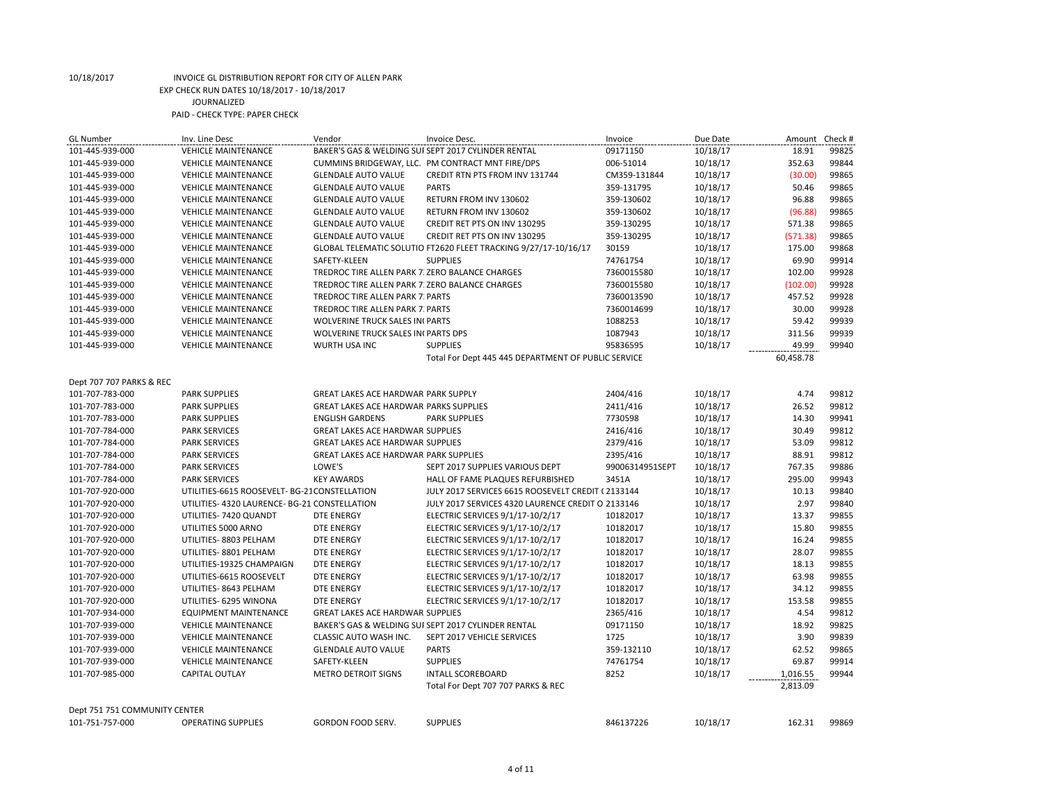10/18/2017 INVOICE GL DISTRIBUTION REPORT FOR CITY OF ALLEN PARK
EXP CHECK RUN DATES 10/18/2017 - 10/18/2017
JOURNALIZED
PAID - CHECK TYPE: PAPER CHECK

| GL Number | Inv. Line Desc | Vendor | Invoice Desc. | Invoice | Due Date | Amount | Check # |
|---|---|---|---|---|---|---|---|
| 101-445-939-000 | VEHICLE MAINTENANCE | BAKER'S GAS & WELDING SUI | SEPT 2017 CYLINDER RENTAL | 09171150 | 10/18/17 | 18.91 | 99825 |
| 101-445-939-000 | VEHICLE MAINTENANCE | CUMMINS BRIDGEWAY, LLC. | PM CONTRACT MNT FIRE/DPS | 006-51014 | 10/18/17 | 352.63 | 99844 |
| 101-445-939-000 | VEHICLE MAINTENANCE | GLENDALE AUTO VALUE | CREDIT RTN PTS FROM INV 131744 | CM359-131844 | 10/18/17 | (30.00) | 99865 |
| 101-445-939-000 | VEHICLE MAINTENANCE | GLENDALE AUTO VALUE | PARTS | 359-131795 | 10/18/17 | 50.46 | 99865 |
| 101-445-939-000 | VEHICLE MAINTENANCE | GLENDALE AUTO VALUE | RETURN FROM INV 130602 | 359-130602 | 10/18/17 | 96.88 | 99865 |
| 101-445-939-000 | VEHICLE MAINTENANCE | GLENDALE AUTO VALUE | RETURN FROM INV 130602 | 359-130602 | 10/18/17 | (96.88) | 99865 |
| 101-445-939-000 | VEHICLE MAINTENANCE | GLENDALE AUTO VALUE | CREDIT RET PTS ON INV 130295 | 359-130295 | 10/18/17 | 571.38 | 99865 |
| 101-445-939-000 | VEHICLE MAINTENANCE | GLENDALE AUTO VALUE | CREDIT RET PTS ON INV 130295 | 359-130295 | 10/18/17 | (571.38) | 99865 |
| 101-445-939-000 | VEHICLE MAINTENANCE | GLOBAL TELEMATIC SOLUTIO | FT2620 FLEET TRACKING 9/27/17-10/16/17 | 30159 | 10/18/17 | 175.00 | 99868 |
| 101-445-939-000 | VEHICLE MAINTENANCE | SAFETY-KLEEN | SUPPLIES | 74761754 | 10/18/17 | 69.90 | 99914 |
| 101-445-939-000 | VEHICLE MAINTENANCE | TREDROC TIRE ALLEN PARK 7 | ZERO BALANCE CHARGES | 7360015580 | 10/18/17 | 102.00 | 99928 |
| 101-445-939-000 | VEHICLE MAINTENANCE | TREDROC TIRE ALLEN PARK 7 | ZERO BALANCE CHARGES | 7360015580 | 10/18/17 | (102.00) | 99928 |
| 101-445-939-000 | VEHICLE MAINTENANCE | TREDROC TIRE ALLEN PARK 7 | PARTS | 7360013590 | 10/18/17 | 457.52 | 99928 |
| 101-445-939-000 | VEHICLE MAINTENANCE | TREDROC TIRE ALLEN PARK 7 | PARTS | 7360014699 | 10/18/17 | 30.00 | 99928 |
| 101-445-939-000 | VEHICLE MAINTENANCE | WOLVERINE TRUCK SALES IN | PARTS | 1088253 | 10/18/17 | 59.42 | 99939 |
| 101-445-939-000 | VEHICLE MAINTENANCE | WOLVERINE TRUCK SALES IN | PARTS DPS | 1087943 | 10/18/17 | 311.56 | 99939 |
| 101-445-939-000 | VEHICLE MAINTENANCE | WURTH USA INC | SUPPLIES | 95836595 | 10/18/17 | 49.99 | 99940 |
| | | | Total For Dept 445 445 DEPARTMENT OF PUBLIC SERVICE | | | 60,458.78 | |
| Dept 707 707 PARKS & REC | | | | | | | |
| 101-707-783-000 | PARK SUPPLIES | GREAT LAKES ACE HARDWAR | PARK SUPPLY | 2404/416 | 10/18/17 | 4.74 | 99812 |
| 101-707-783-000 | PARK SUPPLIES | GREAT LAKES ACE HARDWAR | PARKS SUPPLIES | 2411/416 | 10/18/17 | 26.52 | 99812 |
| 101-707-783-000 | PARK SUPPLIES | ENGLISH GARDENS | PARK SUPPLIES | 7730598 | 10/18/17 | 14.30 | 99941 |
| 101-707-784-000 | PARK SERVICES | GREAT LAKES ACE HARDWAR | SUPPLIES | 2416/416 | 10/18/17 | 30.49 | 99812 |
| 101-707-784-000 | PARK SERVICES | GREAT LAKES ACE HARDWAR | SUPPLIES | 2379/416 | 10/18/17 | 53.09 | 99812 |
| 101-707-784-000 | PARK SERVICES | GREAT LAKES ACE HARDWAR | PARK SUPPLIES | 2395/416 | 10/18/17 | 88.91 | 99812 |
| 101-707-784-000 | PARK SERVICES | LOWE'S | SEPT 2017 SUPPLIES VARIOUS DEPT | 99006314951SEPT | 10/18/17 | 767.35 | 99886 |
| 101-707-784-000 | PARK SERVICES | KEY AWARDS | HALL OF FAME PLAQUES REFURBISHED | 3451A | 10/18/17 | 295.00 | 99943 |
| 101-707-920-000 | UTILITIES-6615 ROOSEVELT- BG-21 | CONSTELLATION | JULY 2017 SERVICES 6615 ROOSEVELT CREDIT ( | 2133144 | 10/18/17 | 10.13 | 99840 |
| 101-707-920-000 | UTILITIES- 4320 LAURENCE- BG-21 | CONSTELLATION | JULY 2017 SERVICES 4320 LAURENCE CREDIT O | 2133146 | 10/18/17 | 2.97 | 99840 |
| 101-707-920-000 | UTILITIES- 7420 QUANDT | DTE ENERGY | ELECTRIC SERVICES 9/1/17-10/2/17 | 10182017 | 10/18/17 | 13.37 | 99855 |
| 101-707-920-000 | UTILITIES 5000 ARNO | DTE ENERGY | ELECTRIC SERVICES 9/1/17-10/2/17 | 10182017 | 10/18/17 | 15.80 | 99855 |
| 101-707-920-000 | UTILITIES- 8803 PELHAM | DTE ENERGY | ELECTRIC SERVICES 9/1/17-10/2/17 | 10182017 | 10/18/17 | 16.24 | 99855 |
| 101-707-920-000 | UTILITIES- 8801 PELHAM | DTE ENERGY | ELECTRIC SERVICES 9/1/17-10/2/17 | 10182017 | 10/18/17 | 28.07 | 99855 |
| 101-707-920-000 | UTILITIES-19325 CHAMPAIGN | DTE ENERGY | ELECTRIC SERVICES 9/1/17-10/2/17 | 10182017 | 10/18/17 | 18.13 | 99855 |
| 101-707-920-000 | UTILITIES-6615 ROOSEVELT | DTE ENERGY | ELECTRIC SERVICES 9/1/17-10/2/17 | 10182017 | 10/18/17 | 63.98 | 99855 |
| 101-707-920-000 | UTILITIES- 8643 PELHAM | DTE ENERGY | ELECTRIC SERVICES 9/1/17-10/2/17 | 10182017 | 10/18/17 | 34.12 | 99855 |
| 101-707-920-000 | UTILITIES- 6295 WINONA | DTE ENERGY | ELECTRIC SERVICES 9/1/17-10/2/17 | 10182017 | 10/18/17 | 153.58 | 99855 |
| 101-707-934-000 | EQUIPMENT MAINTENANCE | GREAT LAKES ACE HARDWAR | SUPPLIES | 2365/416 | 10/18/17 | 4.54 | 99812 |
| 101-707-939-000 | VEHICLE MAINTENANCE | BAKER'S GAS & WELDING SUI | SEPT 2017 CYLINDER RENTAL | 09171150 | 10/18/17 | 18.92 | 99825 |
| 101-707-939-000 | VEHICLE MAINTENANCE | CLASSIC AUTO WASH INC. | SEPT 2017 VEHICLE SERVICES | 1725 | 10/18/17 | 3.90 | 99839 |
| 101-707-939-000 | VEHICLE MAINTENANCE | GLENDALE AUTO VALUE | PARTS | 359-132110 | 10/18/17 | 62.52 | 99865 |
| 101-707-939-000 | VEHICLE MAINTENANCE | SAFETY-KLEEN | SUPPLIES | 74761754 | 10/18/17 | 69.87 | 99914 |
| 101-707-985-000 | CAPITAL OUTLAY | METRO DETROIT SIGNS | INTALL SCOREBOARD | 8252 | 10/18/17 | 1,016.55 | 99944 |
| | | | Total For Dept 707 707 PARKS & REC | | | 2,813.09 | |
| Dept 751 751 COMMUNITY CENTER | | | | | | | |
| 101-751-757-000 | OPERATING SUPPLIES | GORDON FOOD SERV. | SUPPLIES | 846137226 | 10/18/17 | 162.31 | 99869 |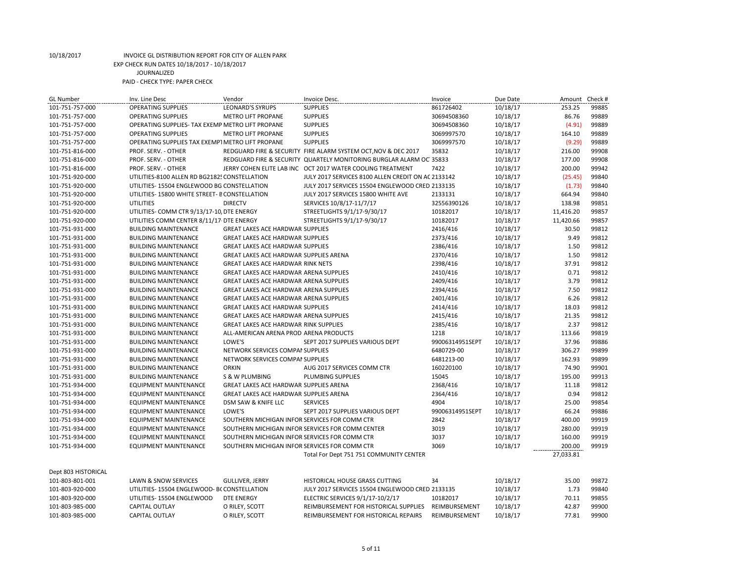10/18/2017 INVOICE GL DISTRIBUTION REPORT FOR CITY OF ALLEN PARK
EXP CHECK RUN DATES 10/18/2017 - 10/18/2017
JOURNALIZED
PAID - CHECK TYPE: PAPER CHECK

| GL Number | Inv. Line Desc | Vendor | Invoice Desc. | Invoice | Due Date | Amount | Check # |
|---|---|---|---|---|---|---|---|
| 101-751-757-000 | OPERATING SUPPLIES | LEONARD'S SYRUPS | SUPPLIES | 861726402 | 10/18/17 | 253.25 | 99885 |
| 101-751-757-000 | OPERATING SUPPLIES | METRO LIFT PROPANE | SUPPLIES | 30694508360 | 10/18/17 | 86.76 | 99889 |
| 101-751-757-000 | OPERATING SUPPLIES- TAX EXEMP | METRO LIFT PROPANE | SUPPLIES | 30694508360 | 10/18/17 | (4.91) | 99889 |
| 101-751-757-000 | OPERATING SUPPLIES | METRO LIFT PROPANE | SUPPLIES | 3069997570 | 10/18/17 | 164.10 | 99889 |
| 101-751-757-000 | OPERATING SUPPLIES TAX EXEMPT | METRO LIFT PROPANE | SUPPLIES | 3069997570 | 10/18/17 | (9.29) | 99889 |
| 101-751-816-000 | PROF. SERV. - OTHER | REDGUARD FIRE & SECURITY | FIRE ALARM SYSTEM OCT,NOV & DEC 2017 | 35832 | 10/18/17 | 216.00 | 99908 |
| 101-751-816-000 | PROF. SERV. - OTHER | REDGUARD FIRE & SECURITY | QUARTELY MONITORING BURGLAR ALARM OC | 35833 | 10/18/17 | 177.00 | 99908 |
| 101-751-816-000 | PROF. SERV. - OTHER | JERRY COHEN ELITE LAB INC | OCT 2017 WATER COOLING TREATMENT | 7422 | 10/18/17 | 200.00 | 99942 |
| 101-751-920-000 | UTILITIES-8100 ALLEN RD BG2182 | CONSTELLATION | JULY 2017 SERVICES 8100 ALLEN CREDIT ON AC | 2133142 | 10/18/17 | (25.45) | 99840 |
| 101-751-920-000 | UTILITIES- 15504 ENGLEWOOD BG | CONSTELLATION | JULY 2017 SERVICES 15504 ENGLEWOOD CRED | 2133135 | 10/18/17 | (1.73) | 99840 |
| 101-751-920-000 | UTILITIES- 15800 WHITE STREET- B | CONSTELLATION | JULY 2017 SERVICES 15800 WHITE AVE | 2133131 | 10/18/17 | 664.94 | 99840 |
| 101-751-920-000 | UTILITIES | DIRECTV | SERVICES 10/8/17-11/7/17 | 32556390126 | 10/18/17 | 138.98 | 99851 |
| 101-751-920-000 | UTILITIES- COMM CTR 9/13/17-10, | DTE ENERGY | STREETLIGHTS 9/1/17-9/30/17 | 10182017 | 10/18/17 | 11,416.20 | 99857 |
| 101-751-920-000 | UTILITIES COMM CENTER 8/11/17 | DTE ENERGY | STREETLIGHTS 9/1/17-9/30/17 | 10182017 | 10/18/17 | 11,420.66 | 99857 |
| 101-751-931-000 | BUILDING MAINTENANCE | GREAT LAKES ACE HARDWAR | SUPPLIES | 2416/416 | 10/18/17 | 30.50 | 99812 |
| 101-751-931-000 | BUILDING MAINTENANCE | GREAT LAKES ACE HARDWAR | SUPPLIES | 2373/416 | 10/18/17 | 9.49 | 99812 |
| 101-751-931-000 | BUILDING MAINTENANCE | GREAT LAKES ACE HARDWAR | SUPPLIES | 2386/416 | 10/18/17 | 1.50 | 99812 |
| 101-751-931-000 | BUILDING MAINTENANCE | GREAT LAKES ACE HARDWAR | SUPPLIES ARENA | 2370/416 | 10/18/17 | 1.50 | 99812 |
| 101-751-931-000 | BUILDING MAINTENANCE | GREAT LAKES ACE HARDWAR | RINK NETS | 2398/416 | 10/18/17 | 37.91 | 99812 |
| 101-751-931-000 | BUILDING MAINTENANCE | GREAT LAKES ACE HARDWAR | ARENA SUPPLIES | 2410/416 | 10/18/17 | 0.71 | 99812 |
| 101-751-931-000 | BUILDING MAINTENANCE | GREAT LAKES ACE HARDWAR | ARENA SUPPLIES | 2409/416 | 10/18/17 | 3.79 | 99812 |
| 101-751-931-000 | BUILDING MAINTENANCE | GREAT LAKES ACE HARDWAR | ARENA SUPPLIES | 2394/416 | 10/18/17 | 7.50 | 99812 |
| 101-751-931-000 | BUILDING MAINTENANCE | GREAT LAKES ACE HARDWAR | ARENA SUPPLIES | 2401/416 | 10/18/17 | 6.26 | 99812 |
| 101-751-931-000 | BUILDING MAINTENANCE | GREAT LAKES ACE HARDWAR | SUPPLIES | 2414/416 | 10/18/17 | 18.03 | 99812 |
| 101-751-931-000 | BUILDING MAINTENANCE | GREAT LAKES ACE HARDWAR | ARENA SUPPLIES | 2415/416 | 10/18/17 | 21.35 | 99812 |
| 101-751-931-000 | BUILDING MAINTENANCE | GREAT LAKES ACE HARDWAR | RINK SUPPLIES | 2385/416 | 10/18/17 | 2.37 | 99812 |
| 101-751-931-000 | BUILDING MAINTENANCE | ALL-AMERICAN ARENA PROD | ARENA PRODUCTS | 1218 | 10/18/17 | 113.66 | 99819 |
| 101-751-931-000 | BUILDING MAINTENANCE | LOWE'S | SEPT 2017 SUPPLIES VARIOUS DEPT | 99006314951SEPT | 10/18/17 | 37.96 | 99886 |
| 101-751-931-000 | BUILDING MAINTENANCE | NETWORK SERVICES COMPAI | SUPPLIES | 6480729-00 | 10/18/17 | 306.27 | 99899 |
| 101-751-931-000 | BUILDING MAINTENANCE | NETWORK SERVICES COMPAI | SUPPLIES | 6481213-00 | 10/18/17 | 162.93 | 99899 |
| 101-751-931-000 | BUILDING MAINTENANCE | ORKIN | AUG 2017 SERVICES COMM CTR | 160220100 | 10/18/17 | 74.90 | 99901 |
| 101-751-931-000 | BUILDING MAINTENANCE | S & W PLUMBING | PLUMBING SUPPLIES | 15045 | 10/18/17 | 195.00 | 99913 |
| 101-751-934-000 | EQUIPMENT MAINTENANCE | GREAT LAKES ACE HARDWAR | SUPPLIES ARENA | 2368/416 | 10/18/17 | 11.18 | 99812 |
| 101-751-934-000 | EQUIPMENT MAINTENANCE | GREAT LAKES ACE HARDWAR | SUPPLIES ARENA | 2364/416 | 10/18/17 | 0.94 | 99812 |
| 101-751-934-000 | EQUIPMENT MAINTENANCE | DSM SAW & KNIFE LLC | SERVICES | 4904 | 10/18/17 | 25.00 | 99854 |
| 101-751-934-000 | EQUIPMENT MAINTENANCE | LOWE'S | SEPT 2017 SUPPLIES VARIOUS DEPT | 99006314951SEPT | 10/18/17 | 66.24 | 99886 |
| 101-751-934-000 | EQUIPMENT MAINTENANCE | SOUTHERN MICHIGAN INFOR | SERVICES FOR COMM CTR | 2842 | 10/18/17 | 400.00 | 99919 |
| 101-751-934-000 | EQUIPMENT MAINTENANCE | SOUTHERN MICHIGAN INFOR | SERVICES FOR COMM CENTER | 3019 | 10/18/17 | 280.00 | 99919 |
| 101-751-934-000 | EQUIPMENT MAINTENANCE | SOUTHERN MICHIGAN INFOR | SERVICES FOR COMM CTR | 3037 | 10/18/17 | 160.00 | 99919 |
| 101-751-934-000 | EQUIPMENT MAINTENANCE | SOUTHERN MICHIGAN INFOR | SERVICES FOR COMM CTR | 3069 | 10/18/17 | 200.00 | 99919 |
| | | | Total For Dept 751 751 COMMUNITY CENTER | | | 27,033.81 | |
| Dept 803 HISTORICAL | | | | | | | |
| 101-803-801-001 | LAWN & SNOW SERVICES | GULLIVER, JERRY | HISTORICAL HOUSE GRASS CUTTING | 34 | 10/18/17 | 35.00 | 99872 |
| 101-803-920-000 | UTILITIES- 15504 ENGLEWOOD- B | CONSTELLATION | JULY 2017 SERVICES 15504 ENGLEWOOD CRED | 2133135 | 10/18/17 | 1.73 | 99840 |
| 101-803-920-000 | UTILITIES- 15504 ENGLEWOOD | DTE ENERGY | ELECTRIC SERVICES 9/1/17-10/2/17 | 10182017 | 10/18/17 | 70.11 | 99855 |
| 101-803-985-000 | CAPITAL OUTLAY | O RILEY, SCOTT | REIMBURSEMENT FOR HISTORICAL SUPPLIES | REIMBURSEMENT | 10/18/17 | 42.87 | 99900 |
| 101-803-985-000 | CAPITAL OUTLAY | O RILEY, SCOTT | REIMBURSEMENT FOR HISTORICAL REPAIRS | REIMBURSEMENT | 10/18/17 | 77.81 | 99900 |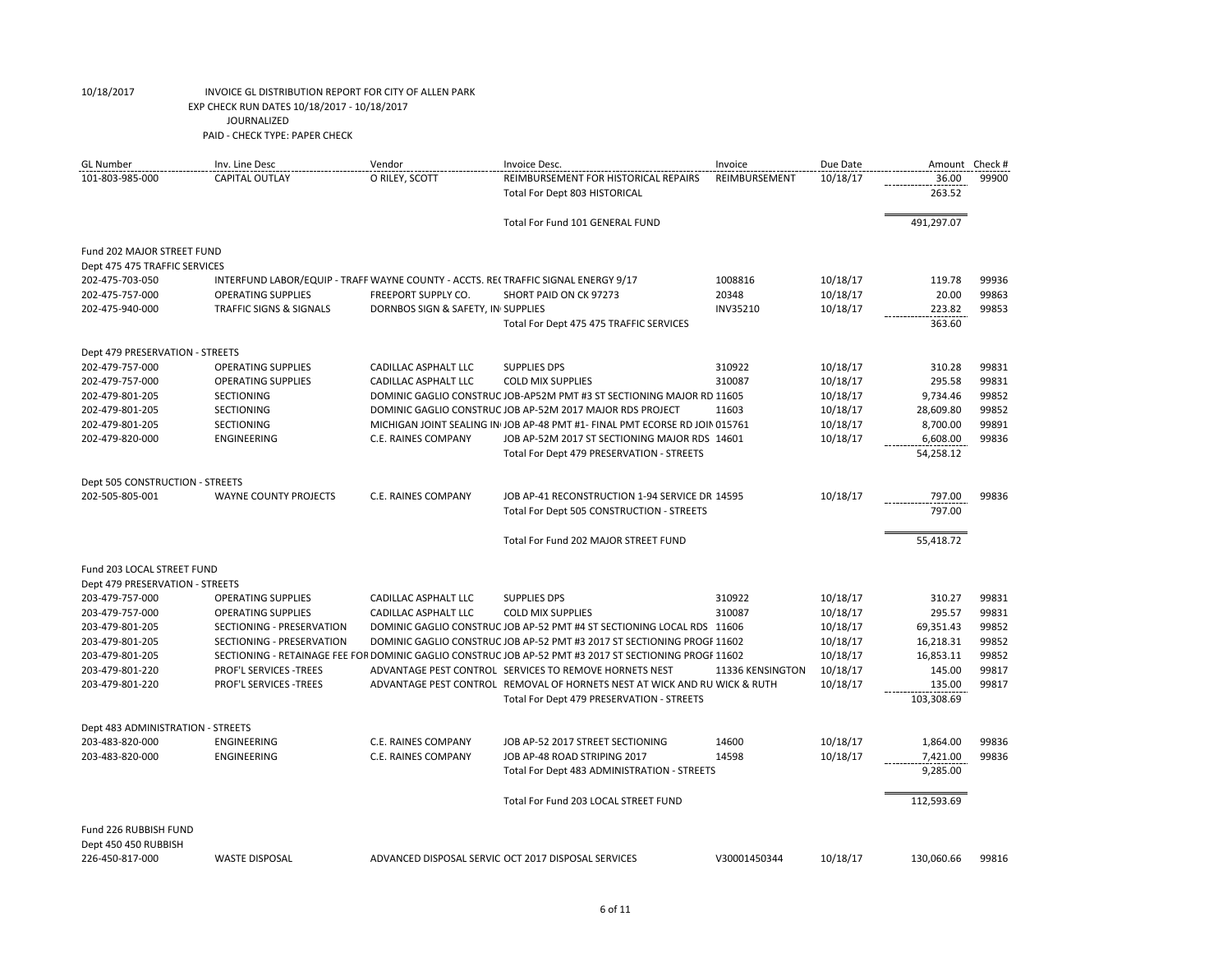10/18/2017 INVOICE GL DISTRIBUTION REPORT FOR CITY OF ALLEN PARK
EXP CHECK RUN DATES 10/18/2017 - 10/18/2017
JOURNALIZED
PAID - CHECK TYPE: PAPER CHECK

| GL Number | Inv. Line Desc | Vendor | Invoice Desc. | Invoice | Due Date | Amount | Check # |
|---|---|---|---|---|---|---|---|
| 101-803-985-000 | CAPITAL OUTLAY | O RILEY, SCOTT | REIMBURSEMENT FOR HISTORICAL REPAIRS | REIMBURSEMENT | 10/18/17 | 36.00 | 99900 |
| | | | Total For Dept 803 HISTORICAL | | | 263.52 | |
| | | | Total For Fund 101 GENERAL FUND | | | 491,297.07 | |
| Fund 202 MAJOR STREET FUND | | | | | | | |
| Dept 475 475 TRAFFIC SERVICES | | | | | | | |
| 202-475-703-050 | INTERFUND LABOR/EQUIP - TRAFF | WAYNE COUNTY - ACCTS. REC | TRAFFIC SIGNAL ENERGY 9/17 | 1008816 | 10/18/17 | 119.78 | 99936 |
| 202-475-757-000 | OPERATING SUPPLIES | FREEPORT SUPPLY CO. | SHORT PAID ON CK 97273 | 20348 | 10/18/17 | 20.00 | 99863 |
| 202-475-940-000 | TRAFFIC SIGNS & SIGNALS | DORNBOS SIGN & SAFETY, IN | SUPPLIES | INV35210 | 10/18/17 | 223.82 | 99853 |
| | | | Total For Dept 475 475 TRAFFIC SERVICES | | | 363.60 | |
| Dept 479 PRESERVATION - STREETS | | | | | | | |
| 202-479-757-000 | OPERATING SUPPLIES | CADILLAC ASPHALT LLC | SUPPLIES DPS | 310922 | 10/18/17 | 310.28 | 99831 |
| 202-479-757-000 | OPERATING SUPPLIES | CADILLAC ASPHALT LLC | COLD MIX SUPPLIES | 310087 | 10/18/17 | 295.58 | 99831 |
| 202-479-801-205 | SECTIONING | DOMINIC GAGLIO CONSTRUC | JOB-AP52M PMT #3 ST SECTIONING MAJOR RD | 11605 | 10/18/17 | 9,734.46 | 99852 |
| 202-479-801-205 | SECTIONING | DOMINIC GAGLIO CONSTRUC | JOB AP-52M 2017 MAJOR RDS PROJECT | 11603 | 10/18/17 | 28,609.80 | 99852 |
| 202-479-801-205 | SECTIONING | MICHIGAN JOINT SEALING IN | JOB AP-48 PMT #1- FINAL PMT ECORSE RD JOIN | 015761 | 10/18/17 | 8,700.00 | 99891 |
| 202-479-820-000 | ENGINEERING | C.E. RAINES COMPANY | JOB AP-52M 2017 ST SECTIONING MAJOR RDS | 14601 | 10/18/17 | 6,608.00 | 99836 |
| | | | Total For Dept 479 PRESERVATION - STREETS | | | 54,258.12 | |
| Dept 505 CONSTRUCTION - STREETS | | | | | | | |
| 202-505-805-001 | WAYNE COUNTY PROJECTS | C.E. RAINES COMPANY | JOB AP-41 RECONSTRUCTION 1-94 SERVICE DR | 14595 | 10/18/17 | 797.00 | 99836 |
| | | | Total For Dept 505 CONSTRUCTION - STREETS | | | 797.00 | |
| | | | Total For Fund 202 MAJOR STREET FUND | | | 55,418.72 | |
| Fund 203 LOCAL STREET FUND | | | | | | | |
| Dept 479 PRESERVATION - STREETS | | | | | | | |
| 203-479-757-000 | OPERATING SUPPLIES | CADILLAC ASPHALT LLC | SUPPLIES DPS | 310922 | 10/18/17 | 310.27 | 99831 |
| 203-479-757-000 | OPERATING SUPPLIES | CADILLAC ASPHALT LLC | COLD MIX SUPPLIES | 310087 | 10/18/17 | 295.57 | 99831 |
| 203-479-801-205 | SECTIONING - PRESERVATION | DOMINIC GAGLIO CONSTRUC | JOB AP-52 PMT #4 ST SECTIONING LOCAL RDS | 11606 | 10/18/17 | 69,351.43 | 99852 |
| 203-479-801-205 | SECTIONING - PRESERVATION | DOMINIC GAGLIO CONSTRUC | JOB AP-52 PMT #3 2017 ST SECTIONING PROGI | 11602 | 10/18/17 | 16,218.31 | 99852 |
| 203-479-801-205 | SECTIONING - RETAINAGE FEE FOR | DOMINIC GAGLIO CONSTRUC | JOB AP-52 PMT #3 2017 ST SECTIONING PROGI | 11602 | 10/18/17 | 16,853.11 | 99852 |
| 203-479-801-220 | PROF'L SERVICES -TREES | ADVANTAGE PEST CONTROL | SERVICES TO REMOVE HORNETS NEST | 11336 KENSINGTON | 10/18/17 | 145.00 | 99817 |
| 203-479-801-220 | PROF'L SERVICES -TREES | ADVANTAGE PEST CONTROL | REMOVAL OF HORNETS NEST AT WICK AND RU | WICK & RUTH | 10/18/17 | 135.00 | 99817 |
| | | | Total For Dept 479 PRESERVATION - STREETS | | | 103,308.69 | |
| Dept 483 ADMINISTRATION - STREETS | | | | | | | |
| 203-483-820-000 | ENGINEERING | C.E. RAINES COMPANY | JOB AP-52 2017 STREET SECTIONING | 14600 | 10/18/17 | 1,864.00 | 99836 |
| 203-483-820-000 | ENGINEERING | C.E. RAINES COMPANY | JOB AP-48 ROAD STRIPING 2017 | 14598 | 10/18/17 | 7,421.00 | 99836 |
| | | | Total For Dept 483 ADMINISTRATION - STREETS | | | 9,285.00 | |
| | | | Total For Fund 203 LOCAL STREET FUND | | | 112,593.69 | |
| Fund 226 RUBBISH FUND | | | | | | | |
| Dept 450 450 RUBBISH | | | | | | | |
| 226-450-817-000 | WASTE DISPOSAL | ADVANCED DISPOSAL SERVIC | OCT 2017 DISPOSAL SERVICES | V30001450344 | 10/18/17 | 130,060.66 | 99816 |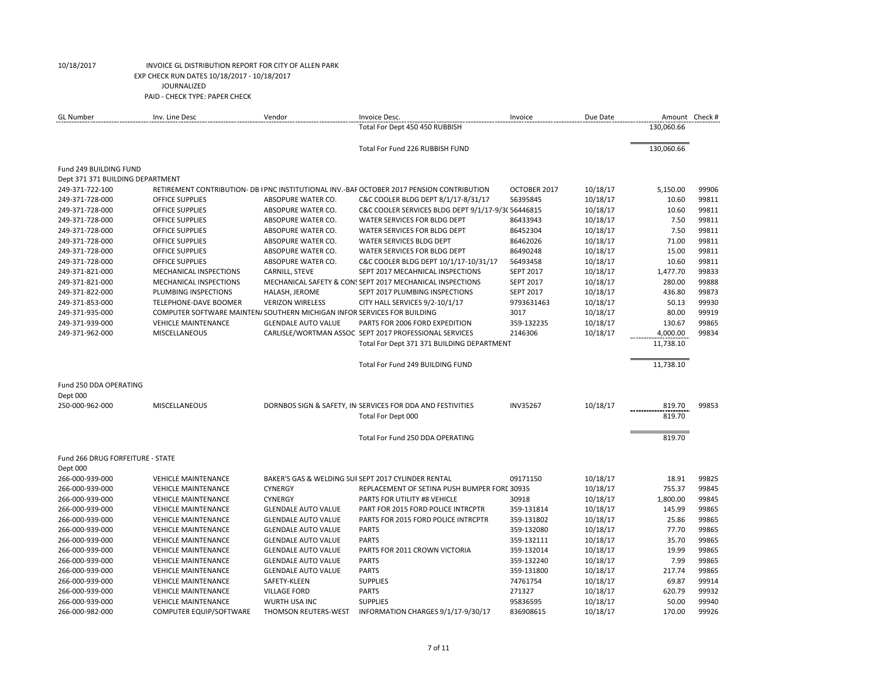10/18/2017 INVOICE GL DISTRIBUTION REPORT FOR CITY OF ALLEN PARK
EXP CHECK RUN DATES 10/18/2017 - 10/18/2017
JOURNALIZED
PAID - CHECK TYPE: PAPER CHECK

| GL Number | Inv. Line Desc | Vendor | Invoice Desc. | Invoice | Due Date | Amount | Check # |
|---|---|---|---|---|---|---|---|
| | | | Total For Dept 450 450 RUBBISH | | | 130,060.66 | |
| | | | Total For Fund 226 RUBBISH FUND | | | 130,060.66 | |
| Fund 249 BUILDING FUND | | | | | | | |
| Dept 371 371 BUILDING DEPARTMENT | | | | | | | |
| 249-371-722-100 | RETIREMENT CONTRIBUTION- DB I | PNC INSTITUTIONAL INV.-BAF | OCTOBER 2017 PENSION CONTRIBUTION | OCTOBER 2017 | 10/18/17 | 5,150.00 | 99906 |
| 249-371-728-000 | OFFICE SUPPLIES | ABSOPURE WATER CO. | C&C COOLER BLDG DEPT 8/1/17-8/31/17 | 56395845 | 10/18/17 | 10.60 | 99811 |
| 249-371-728-000 | OFFICE SUPPLIES | ABSOPURE WATER CO. | C&C COOLER SERVICES BLDG DEPT 9/1/17-9/3( | 56446815 | 10/18/17 | 10.60 | 99811 |
| 249-371-728-000 | OFFICE SUPPLIES | ABSOPURE WATER CO. | WATER SERVICES FOR BLDG DEPT | 86433943 | 10/18/17 | 7.50 | 99811 |
| 249-371-728-000 | OFFICE SUPPLIES | ABSOPURE WATER CO. | WATER SERVICES FOR BLDG DEPT | 86452304 | 10/18/17 | 7.50 | 99811 |
| 249-371-728-000 | OFFICE SUPPLIES | ABSOPURE WATER CO. | WATER SERVICES BLDG DEPT | 86462026 | 10/18/17 | 71.00 | 99811 |
| 249-371-728-000 | OFFICE SUPPLIES | ABSOPURE WATER CO. | WATER SERVICES FOR BLDG DEPT | 86490248 | 10/18/17 | 15.00 | 99811 |
| 249-371-728-000 | OFFICE SUPPLIES | ABSOPURE WATER CO. | C&C COOLER BLDG DEPT 10/1/17-10/31/17 | 56493458 | 10/18/17 | 10.60 | 99811 |
| 249-371-821-000 | MECHANICAL INSPECTIONS | CARNILL, STEVE | SEPT 2017 MECAHNICAL INSPECTIONS | SEPT 2017 | 10/18/17 | 1,477.70 | 99833 |
| 249-371-821-000 | MECHANICAL INSPECTIONS | MECHANICAL SAFETY & CONS | SEPT 2017 MECHANICAL INSPECTIONS | SEPT 2017 | 10/18/17 | 280.00 | 99888 |
| 249-371-822-000 | PLUMBING INSPECTIONS | HALASH, JEROME | SEPT 2017 PLUMBING INSPECTIONS | SEPT 2017 | 10/18/17 | 436.80 | 99873 |
| 249-371-853-000 | TELEPHONE-DAVE BOOMER | VERIZON WIRELESS | CITY HALL SERVICES 9/2-10/1/17 | 9793631463 | 10/18/17 | 50.13 | 99930 |
| 249-371-935-000 | COMPUTER SOFTWARE MAINTEN/ | SOUTHERN MICHIGAN INFOR | SERVICES FOR BUILDING | 3017 | 10/18/17 | 80.00 | 99919 |
| 249-371-939-000 | VEHICLE MAINTENANCE | GLENDALE AUTO VALUE | PARTS FOR 2006 FORD EXPEDITION | 359-132235 | 10/18/17 | 130.67 | 99865 |
| 249-371-962-000 | MISCELLANEOUS | CARLISLE/WORTMAN ASSOC | SEPT 2017 PROFESSIONAL SERVICES | 2146306 | 10/18/17 | 4,000.00 | 99834 |
| | | | Total For Dept 371 371 BUILDING DEPARTMENT | | | 11,738.10 | |
| | | | Total For Fund 249 BUILDING FUND | | | 11,738.10 | |
| Fund 250 DDA OPERATING | | | | | | | |
| Dept 000 | | | | | | | |
| 250-000-962-000 | MISCELLANEOUS | DORNBOS SIGN & SAFETY, IN | SERVICES FOR DDA AND FESTIVITIES | INV35267 | 10/18/17 | 819.70 | 99853 |
| | | | Total For Dept 000 | | | 819.70 | |
| | | | Total For Fund 250 DDA OPERATING | | | 819.70 | |
| Fund 266 DRUG FORFEITURE - STATE | | | | | | | |
| Dept 000 | | | | | | | |
| 266-000-939-000 | VEHICLE MAINTENANCE | BAKER'S GAS & WELDING SUI | SEPT 2017 CYLINDER RENTAL | 09171150 | 10/18/17 | 18.91 | 99825 |
| 266-000-939-000 | VEHICLE MAINTENANCE | CYNERGY | REPLACEMENT OF SETINA PUSH BUMPER FORI | 30935 | 10/18/17 | 755.37 | 99845 |
| 266-000-939-000 | VEHICLE MAINTENANCE | CYNERGY | PARTS FOR UTILITY #8 VEHICLE | 30918 | 10/18/17 | 1,800.00 | 99845 |
| 266-000-939-000 | VEHICLE MAINTENANCE | GLENDALE AUTO VALUE | PART FOR 2015 FORD POLICE INTRCPTR | 359-131814 | 10/18/17 | 145.99 | 99865 |
| 266-000-939-000 | VEHICLE MAINTENANCE | GLENDALE AUTO VALUE | PARTS FOR 2015 FORD POLICE INTRCPTR | 359-131802 | 10/18/17 | 25.86 | 99865 |
| 266-000-939-000 | VEHICLE MAINTENANCE | GLENDALE AUTO VALUE | PARTS | 359-132080 | 10/18/17 | 77.70 | 99865 |
| 266-000-939-000 | VEHICLE MAINTENANCE | GLENDALE AUTO VALUE | PARTS | 359-132111 | 10/18/17 | 35.70 | 99865 |
| 266-000-939-000 | VEHICLE MAINTENANCE | GLENDALE AUTO VALUE | PARTS FOR 2011 CROWN VICTORIA | 359-132014 | 10/18/17 | 19.99 | 99865 |
| 266-000-939-000 | VEHICLE MAINTENANCE | GLENDALE AUTO VALUE | PARTS | 359-132240 | 10/18/17 | 7.99 | 99865 |
| 266-000-939-000 | VEHICLE MAINTENANCE | GLENDALE AUTO VALUE | PARTS | 359-131800 | 10/18/17 | 217.74 | 99865 |
| 266-000-939-000 | VEHICLE MAINTENANCE | SAFETY-KLEEN | SUPPLIES | 74761754 | 10/18/17 | 69.87 | 99914 |
| 266-000-939-000 | VEHICLE MAINTENANCE | VILLAGE FORD | PARTS | 271327 | 10/18/17 | 620.79 | 99932 |
| 266-000-939-000 | VEHICLE MAINTENANCE | WURTH USA INC | SUPPLIES | 95836595 | 10/18/17 | 50.00 | 99940 |
| 266-000-982-000 | COMPUTER EQUIP/SOFTWARE | THOMSON REUTERS-WEST | INFORMATION CHARGES 9/1/17-9/30/17 | 836908615 | 10/18/17 | 170.00 | 99926 |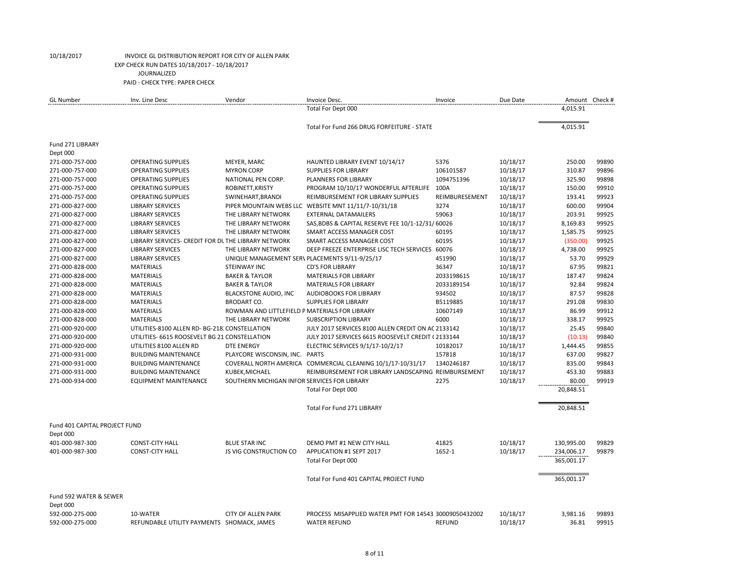10/18/2017 INVOICE GL DISTRIBUTION REPORT FOR CITY OF ALLEN PARK

EXP CHECK RUN DATES 10/18/2017 - 10/18/2017

JOURNALIZED

PAID - CHECK TYPE: PAPER CHECK

| GL Number | Inv. Line Desc | Vendor | Invoice Desc. | Invoice | Due Date | Amount | Check # |
|---|---|---|---|---|---|---|---|
| | | | Total For Dept 000 | | | 4,015.91 | |
| | | | Total For Fund 266 DRUG FORFEITURE - STATE | | | 4,015.91 | |
| Fund 271 LIBRARY | | | | | | | |
| Dept 000 | | | | | | | |
| 271-000-757-000 | OPERATING SUPPLIES | MEYER, MARC | HAUNTED LIBRARY EVENT 10/14/17 | 5376 | 10/18/17 | 250.00 | 99890 |
| 271-000-757-000 | OPERATING SUPPLIES | MYRON CORP | SUPPLIES FOR LIBRARY | 106101587 | 10/18/17 | 310.87 | 99896 |
| 271-000-757-000 | OPERATING SUPPLIES | NATIONAL PEN CORP. | PLANNERS FOR LIBRARY | 1094751396 | 10/18/17 | 325.90 | 99898 |
| 271-000-757-000 | OPERATING SUPPLIES | ROBINETT,KRISTY | PROGRAM 10/10/17 WONDERFUL AFTERLIFE | 100A | 10/18/17 | 150.00 | 99910 |
| 271-000-757-000 | OPERATING SUPPLIES | SWINEHART,BRANDI | REIMBURSEMENT FOR LIBRARY SUPPLIES | REIMBURESEMENT | 10/18/17 | 193.41 | 99923 |
| 271-000-827-000 | LIBRARY SERVICES | PIPER MOUNTAIN WEBS LLC | WEBSITE MNT 11/11/7-10/31/18 | 3274 | 10/18/17 | 600.00 | 99904 |
| 271-000-827-000 | LIBRARY SERVICES | THE LIBRARY NETWORK | EXTERNAL DATAMAILERS | 59063 | 10/18/17 | 203.91 | 99925 |
| 271-000-827-000 | LIBRARY SERVICES | THE LIBRARY NETWORK | SAS,BDBS & CAPITAL RESERVE FEE 10/1-12/31/ | 60026 | 10/18/17 | 8,169.83 | 99925 |
| 271-000-827-000 | LIBRARY SERVICES | THE LIBRARY NETWORK | SMART ACCESS MANAGER COST | 60195 | 10/18/17 | 1,585.75 | 99925 |
| 271-000-827-000 | LIBRARY SERVICES- CREDIT FOR DL | THE LIBRARY NETWORK | SMART ACCESS MANAGER COST | 60195 | 10/18/17 | (350.00) | 99925 |
| 271-000-827-000 | LIBRARY SERVICES | THE LIBRARY NETWORK | DEEP FREEZE ENTERPRISE LISC TECH SERVICES | 60076 | 10/18/17 | 4,738.00 | 99925 |
| 271-000-827-000 | LIBRARY SERVICES | UNIQUE MANAGEMENT SERV | PLACEMENTS 9/11-9/25/17 | 451990 | 10/18/17 | 53.70 | 99929 |
| 271-000-828-000 | MATERIALS | STEINWAY INC | CD'S FOR LIBRARY | 36347 | 10/18/17 | 67.95 | 99821 |
| 271-000-828-000 | MATERIALS | BAKER & TAYLOR | MATERIALS FOR LIBRARY | 2033198615 | 10/18/17 | 187.47 | 99824 |
| 271-000-828-000 | MATERIALS | BAKER & TAYLOR | MATERIALS FOR LIBRARY | 2033189154 | 10/18/17 | 92.84 | 99824 |
| 271-000-828-000 | MATERIALS | BLACKSTONE AUDIO, INC | AUDIOBOOKS FOR LIBRARY | 934502 | 10/18/17 | 87.57 | 99828 |
| 271-000-828-000 | MATERIALS | BRODART CO. | SUPPLIES FOR LIBRARY | B5119885 | 10/18/17 | 291.08 | 99830 |
| 271-000-828-000 | MATERIALS | ROWMAN AND LITTLEFIELD P | MATERIALS FOR LIBRARY | 10607149 | 10/18/17 | 86.99 | 99912 |
| 271-000-828-000 | MATERIALS | THE LIBRARY NETWORK | SUBSCRIPTION LIBRARY | 6000 | 10/18/17 | 338.17 | 99925 |
| 271-000-920-000 | UTILITIES-8100 ALLEN RD- BG-218 | CONSTELLATION | JULY 2017 SERVICES 8100 ALLEN CREDIT ON AC | 2133142 | 10/18/17 | 25.45 | 99840 |
| 271-000-920-000 | UTILITIES- 6615 ROOSEVELT BG 21 | CONSTELLATION | JULY 2017 SERVICES 6615 ROOSEVELT CREDIT ( | 2133144 | 10/18/17 | (10.13) | 99840 |
| 271-000-920-000 | UTILITIES 8100 ALLEN RD | DTE ENERGY | ELECTRIC SERVICES 9/1/17-10/2/17 | 10182017 | 10/18/17 | 1,444.45 | 99855 |
| 271-000-931-000 | BUILDING MAINTENANCE | PLAYCORE WISCONSIN, INC. | PARTS | 157818 | 10/18/17 | 637.00 | 99827 |
| 271-000-931-000 | BUILDING MAINTENANCE | COVERALL NORTH AMERICA | COMMERCIAL CLEANING 10/1/17-10/31/17 | 1340246187 | 10/18/17 | 835.00 | 99843 |
| 271-000-931-000 | BUILDING MAINTENANCE | KUBEK,MICHAEL | REIMBURSEMENT FOR LIBRARY LANDSCAPING | REIMBURSEMENT | 10/18/17 | 453.30 | 99883 |
| 271-000-934-000 | EQUIPMENT MAINTENANCE | SOUTHERN MICHIGAN INFOR | SERVICES FOR LIBRARY | 2275 | 10/18/17 | 80.00 | 99919 |
| | | | Total For Dept 000 | | | 20,848.51 | |
| | | | Total For Fund 271 LIBRARY | | | 20,848.51 | |
| Fund 401 CAPITAL PROJECT FUND | | | | | | | |
| Dept 000 | | | | | | | |
| 401-000-987-300 | CONST-CITY HALL | BLUE STAR INC | DEMO PMT #1 NEW CITY HALL | 41825 | 10/18/17 | 130,995.00 | 99829 |
| 401-000-987-300 | CONST-CITY HALL | JS VIG CONSTRUCTION CO | APPLICATION #1 SEPT 2017 | 1652-1 | 10/18/17 | 234,006.17 | 99879 |
| | | | Total For Dept 000 | | | 365,001.17 | |
| | | | Total For Fund 401 CAPITAL PROJECT FUND | | | 365,001.17 | |
| Fund 592 WATER & SEWER | | | | | | | |
| Dept 000 | | | | | | | |
| 592-000-275-000 | 10-WATER | CITY OF ALLEN PARK | PROCESS MISAPPLIED WATER PMT FOR 14543 | 30009050432002 | 10/18/17 | 3,981.16 | 99893 |
| 592-000-275-000 | REFUNDABLE UTILITY PAYMENTS | SHOMACK, JAMES | WATER REFUND | REFUND | 10/18/17 | 36.81 | 99915 |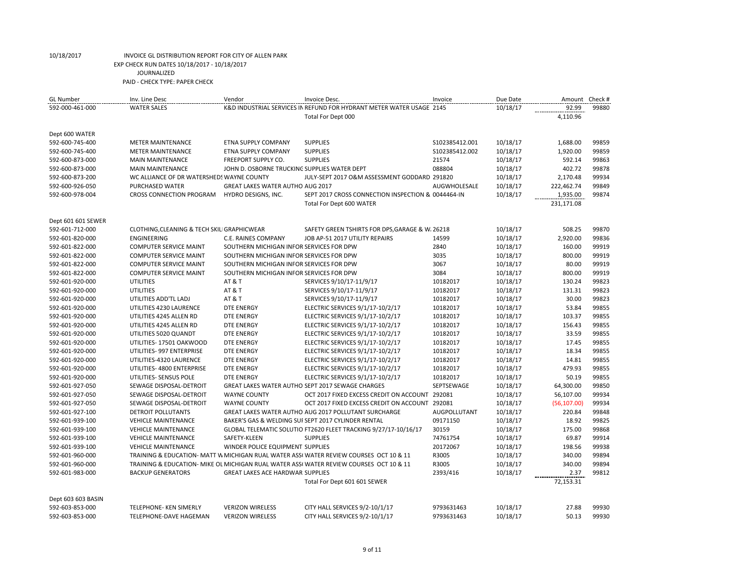10/18/2017 INVOICE GL DISTRIBUTION REPORT FOR CITY OF ALLEN PARK
EXP CHECK RUN DATES 10/18/2017 - 10/18/2017
JOURNALIZED
PAID - CHECK TYPE: PAPER CHECK

| GL Number | Inv. Line Desc | Vendor | Invoice Desc. | Invoice | Due Date | Amount | Check # |
|---|---|---|---|---|---|---|---|
| 592-000-461-000 | WATER SALES | K&D INDUSTRIAL SERVICES IN | REFUND FOR HYDRANT METER WATER USAGE | 2145 | 10/18/17 | 92.99 | 99880 |
| | | | Total For Dept 000 | | | 4,110.96 | |
| Dept 600 WATER | | | | | | | |
| 592-600-745-400 | METER MAINTENANCE | ETNA SUPPLY COMPANY | SUPPLIES | S102385412.001 | 10/18/17 | 1,688.00 | 99859 |
| 592-600-745-400 | METER MAINTENANCE | ETNA SUPPLY COMPANY | SUPPLIES | S102385412.002 | 10/18/17 | 1,920.00 | 99859 |
| 592-600-873-000 | MAIN MAINTENANCE | FREEPORT SUPPLY CO. | SUPPLIES | 21574 | 10/18/17 | 592.14 | 99863 |
| 592-600-873-000 | MAIN MAINTENANCE | JOHN D. OSBORNE TRUCKING | SUPPLIES WATER DEPT | 088804 | 10/18/17 | 402.72 | 99878 |
| 592-600-873-200 | WC ALLIANCE OF DR WATERSHEDS | WAYNE COUNTY | JULY-SEPT 2017 O&M ASSESSMENT GODDARD | 291820 | 10/18/17 | 2,170.48 | 99934 |
| 592-600-926-050 | PURCHASED WATER | GREAT LAKES WATER AUTHO | AUG 2017 | AUGWHOLESALE | 10/18/17 | 222,462.74 | 99849 |
| 592-600-978-004 | CROSS CONNECTION PROGRAM | HYDRO DESIGNS, INC. | SEPT 2017 CROSS CONNECTION INSPECTION & | 0044464-IN | 10/18/17 | 1,935.00 | 99874 |
| | | | Total For Dept 600 WATER | | | 231,171.08 | |
| Dept 601 601 SEWER | | | | | | | |
| 592-601-712-000 | CLOTHING,CLEANING & TECH SKIL | GRAPHICWEAR | SAFETY GREEN TSHIRTS FOR DPS,GARAGE & W. | 26218 | 10/18/17 | 508.25 | 99870 |
| 592-601-820-000 | ENGINEERING | C.E. RAINES COMPANY | JOB AP-51 2017 UTILITY REPAIRS | 14599 | 10/18/17 | 2,920.00 | 99836 |
| 592-601-822-000 | COMPUTER SERVICE MAINT | SOUTHERN MICHIGAN INFOR | SERVICES FOR DPW | 2840 | 10/18/17 | 160.00 | 99919 |
| 592-601-822-000 | COMPUTER SERVICE MAINT | SOUTHERN MICHIGAN INFOR | SERVICES FOR DPW | 3035 | 10/18/17 | 800.00 | 99919 |
| 592-601-822-000 | COMPUTER SERVICE MAINT | SOUTHERN MICHIGAN INFOR | SERVICES FOR DPW | 3067 | 10/18/17 | 80.00 | 99919 |
| 592-601-822-000 | COMPUTER SERVICE MAINT | SOUTHERN MICHIGAN INFOR | SERVICES FOR DPW | 3084 | 10/18/17 | 800.00 | 99919 |
| 592-601-920-000 | UTILITIES | AT & T | SERVICES 9/10/17-11/9/17 | 10182017 | 10/18/17 | 130.24 | 99823 |
| 592-601-920-000 | UTILITIES | AT & T | SERVICES 9/10/17-11/9/17 | 10182017 | 10/18/17 | 131.31 | 99823 |
| 592-601-920-000 | UTILITIES ADD'TL LADJ | AT & T | SERVICES 9/10/17-11/9/17 | 10182017 | 10/18/17 | 30.00 | 99823 |
| 592-601-920-000 | UTILITIES 4230 LAURENCE | DTE ENERGY | ELECTRIC SERVICES 9/1/17-10/2/17 | 10182017 | 10/18/17 | 53.84 | 99855 |
| 592-601-920-000 | UTILITIES 4245 ALLEN RD | DTE ENERGY | ELECTRIC SERVICES 9/1/17-10/2/17 | 10182017 | 10/18/17 | 103.37 | 99855 |
| 592-601-920-000 | UTILITIES 4245 ALLEN RD | DTE ENERGY | ELECTRIC SERVICES 9/1/17-10/2/17 | 10182017 | 10/18/17 | 156.43 | 99855 |
| 592-601-920-000 | UTILITIES 5020 QUANDT | DTE ENERGY | ELECTRIC SERVICES 9/1/17-10/2/17 | 10182017 | 10/18/17 | 33.59 | 99855 |
| 592-601-920-000 | UTILITIES- 17501 OAKWOOD | DTE ENERGY | ELECTRIC SERVICES 9/1/17-10/2/17 | 10182017 | 10/18/17 | 17.45 | 99855 |
| 592-601-920-000 | UTILITIES- 997 ENTERPRISE | DTE ENERGY | ELECTRIC SERVICES 9/1/17-10/2/17 | 10182017 | 10/18/17 | 18.34 | 99855 |
| 592-601-920-000 | UTILITIES-4320 LAURENCE | DTE ENERGY | ELECTRIC SERVICES 9/1/17-10/2/17 | 10182017 | 10/18/17 | 14.81 | 99855 |
| 592-601-920-000 | UTILITIES- 4800 ENTERPRISE | DTE ENERGY | ELECTRIC SERVICES 9/1/17-10/2/17 | 10182017 | 10/18/17 | 479.93 | 99855 |
| 592-601-920-000 | UTILITIES- SENSUS POLE | DTE ENERGY | ELECTRIC SERVICES 9/1/17-10/2/17 | 10182017 | 10/18/17 | 50.19 | 99855 |
| 592-601-927-050 | SEWAGE DISPOSAL-DETROIT | GREAT LAKES WATER AUTHO | SEPT 2017 SEWAGE CHARGES | SEPTSEWAGE | 10/18/17 | 64,300.00 | 99850 |
| 592-601-927-050 | SEWAGE DISPOSAL-DETROIT | WAYNE COUNTY | OCT 2017 FIXED EXCESS CREDIT ON ACCOUNT | 292081 | 10/18/17 | 56,107.00 | 99934 |
| 592-601-927-050 | SEWAGE DISPOSAL-DETROIT | WAYNE COUNTY | OCT 2017 FIXED EXCESS CREDIT ON ACCOUNT | 292081 | 10/18/17 | (56,107.00) | 99934 |
| 592-601-927-100 | DETROIT POLLUTANTS | GREAT LAKES WATER AUTHO | AUG 2017 POLLUTANT SURCHARGE | AUGPOLLUTANT | 10/18/17 | 220.84 | 99848 |
| 592-601-939-100 | VEHICLE MAINTENANCE | BAKER'S GAS & WELDING SUI | SEPT 2017 CYLINDER RENTAL | 09171150 | 10/18/17 | 18.92 | 99825 |
| 592-601-939-100 | VEHICLE MAINTENANCE | GLOBAL TELEMATIC SOLUTIO | FT2620 FLEET TRACKING 9/27/17-10/16/17 | 30159 | 10/18/17 | 175.00 | 99868 |
| 592-601-939-100 | VEHICLE MAINTENANCE | SAFETY-KLEEN | SUPPLIES | 74761754 | 10/18/17 | 69.87 | 99914 |
| 592-601-939-100 | VEHICLE MAINTENANCE | WINDER POLICE EQUIPMENT | SUPPLIES | 20172067 | 10/18/17 | 198.56 | 99938 |
| 592-601-960-000 | TRAINING & EDUCATION- MATT W | MICHIGAN RUAL WATER ASS | WATER REVIEW COURSES OCT 10 & 11 | R3005 | 10/18/17 | 340.00 | 99894 |
| 592-601-960-000 | TRAINING & EDUCATION- MIKE OL | MICHIGAN RUAL WATER ASS | WATER REVIEW COURSES OCT 10 & 11 | R3005 | 10/18/17 | 340.00 | 99894 |
| 592-601-983-000 | BACKUP GENERATORS | GREAT LAKES ACE HARDWAR | SUPPLIES | 2393/416 | 10/18/17 | 2.37 | 99812 |
| | | | Total For Dept 601 601 SEWER | | | 72,153.31 | |
| Dept 603 603 BASIN | | | | | | | |
| 592-603-853-000 | TELEPHONE- KEN SIMERLY | VERIZON WIRELESS | CITY HALL SERVICES 9/2-10/1/17 | 9793631463 | 10/18/17 | 27.88 | 99930 |
| 592-603-853-000 | TELEPHONE-DAVE HAGEMAN | VERIZON WIRELESS | CITY HALL SERVICES 9/2-10/1/17 | 9793631463 | 10/18/17 | 50.13 | 99930 |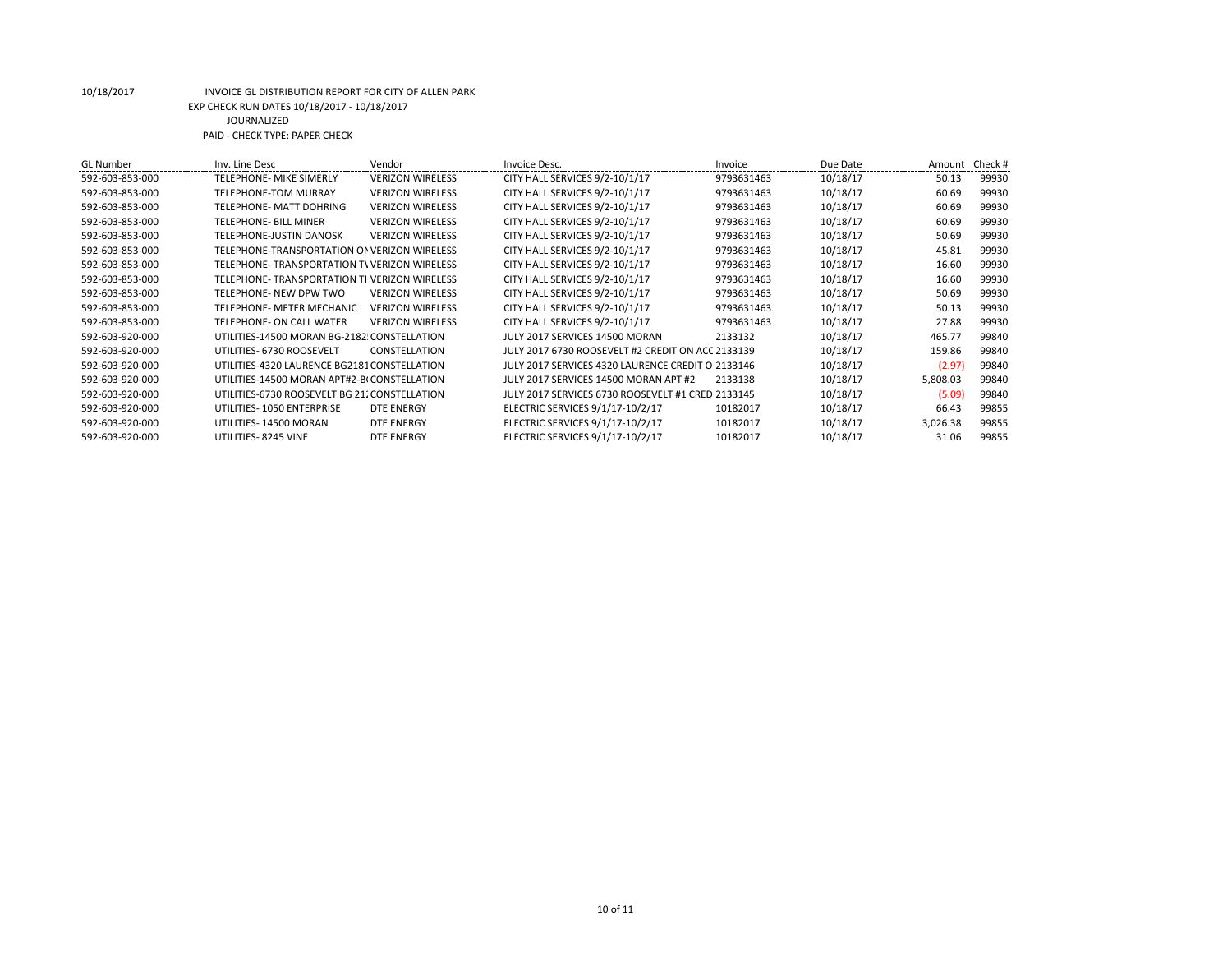10/18/2017 INVOICE GL DISTRIBUTION REPORT FOR CITY OF ALLEN PARK

EXP CHECK RUN DATES 10/18/2017 - 10/18/2017

JOURNALIZED

PAID - CHECK TYPE: PAPER CHECK

| GL Number | Inv. Line Desc | Vendor | Invoice Desc. | Invoice | Due Date | Amount | Check # |
|---|---|---|---|---|---|---|---|
| 592-603-853-000 | TELEPHONE- MIKE SIMERLY | VERIZON WIRELESS | CITY HALL SERVICES 9/2-10/1/17 | 9793631463 | 10/18/17 | 50.13 | 99930 |
| 592-603-853-000 | TELEPHONE-TOM MURRAY | VERIZON WIRELESS | CITY HALL SERVICES 9/2-10/1/17 | 9793631463 | 10/18/17 | 60.69 | 99930 |
| 592-603-853-000 | TELEPHONE- MATT DOHRING | VERIZON WIRELESS | CITY HALL SERVICES 9/2-10/1/17 | 9793631463 | 10/18/17 | 60.69 | 99930 |
| 592-603-853-000 | TELEPHONE- BILL MINER | VERIZON WIRELESS | CITY HALL SERVICES 9/2-10/1/17 | 9793631463 | 10/18/17 | 60.69 | 99930 |
| 592-603-853-000 | TELEPHONE-JUSTIN DANOSK | VERIZON WIRELESS | CITY HALL SERVICES 9/2-10/1/17 | 9793631463 | 10/18/17 | 50.69 | 99930 |
| 592-603-853-000 | TELEPHONE-TRANSPORTATION ON | VERIZON WIRELESS | CITY HALL SERVICES 9/2-10/1/17 | 9793631463 | 10/18/17 | 45.81 | 99930 |
| 592-603-853-000 | TELEPHONE- TRANSPORTATION TV | VERIZON WIRELESS | CITY HALL SERVICES 9/2-10/1/17 | 9793631463 | 10/18/17 | 16.60 | 99930 |
| 592-603-853-000 | TELEPHONE- TRANSPORTATION TH | VERIZON WIRELESS | CITY HALL SERVICES 9/2-10/1/17 | 9793631463 | 10/18/17 | 16.60 | 99930 |
| 592-603-853-000 | TELEPHONE- NEW DPW TWO | VERIZON WIRELESS | CITY HALL SERVICES 9/2-10/1/17 | 9793631463 | 10/18/17 | 50.69 | 99930 |
| 592-603-853-000 | TELEPHONE- METER MECHANIC | VERIZON WIRELESS | CITY HALL SERVICES 9/2-10/1/17 | 9793631463 | 10/18/17 | 50.13 | 99930 |
| 592-603-853-000 | TELEPHONE- ON CALL WATER | VERIZON WIRELESS | CITY HALL SERVICES 9/2-10/1/17 | 9793631463 | 10/18/17 | 27.88 | 99930 |
| 592-603-920-000 | UTILITIES-14500 MORAN BG-2182 | CONSTELLATION | JULY 2017 SERVICES 14500 MORAN | 2133132 | 10/18/17 | 465.77 | 99840 |
| 592-603-920-000 | UTILITIES- 6730 ROOSEVELT | CONSTELLATION | JULY 2017 6730 ROOSEVELT #2 CREDIT ON ACC | 2133139 | 10/18/17 | 159.86 | 99840 |
| 592-603-920-000 | UTILITIES-4320 LAURENCE BG2181 | CONSTELLATION | JULY 2017 SERVICES 4320 LAURENCE CREDIT O | 2133146 | 10/18/17 | (2.97) | 99840 |
| 592-603-920-000 | UTILITIES-14500 MORAN APT#2-B | CONSTELLATION | JULY 2017 SERVICES 14500 MORAN APT #2 | 2133138 | 10/18/17 | 5,808.03 | 99840 |
| 592-603-920-000 | UTILITIES-6730 ROOSEVELT BG 21 | CONSTELLATION | JULY 2017 SERVICES 6730 ROOSEVELT #1 CRED | 2133145 | 10/18/17 | (5.09) | 99840 |
| 592-603-920-000 | UTILITIES- 1050 ENTERPRISE | DTE ENERGY | ELECTRIC SERVICES 9/1/17-10/2/17 | 10182017 | 10/18/17 | 66.43 | 99855 |
| 592-603-920-000 | UTILITIES- 14500 MORAN | DTE ENERGY | ELECTRIC SERVICES 9/1/17-10/2/17 | 10182017 | 10/18/17 | 3,026.38 | 99855 |
| 592-603-920-000 | UTILITIES- 8245 VINE | DTE ENERGY | ELECTRIC SERVICES 9/1/17-10/2/17 | 10182017 | 10/18/17 | 31.06 | 99855 |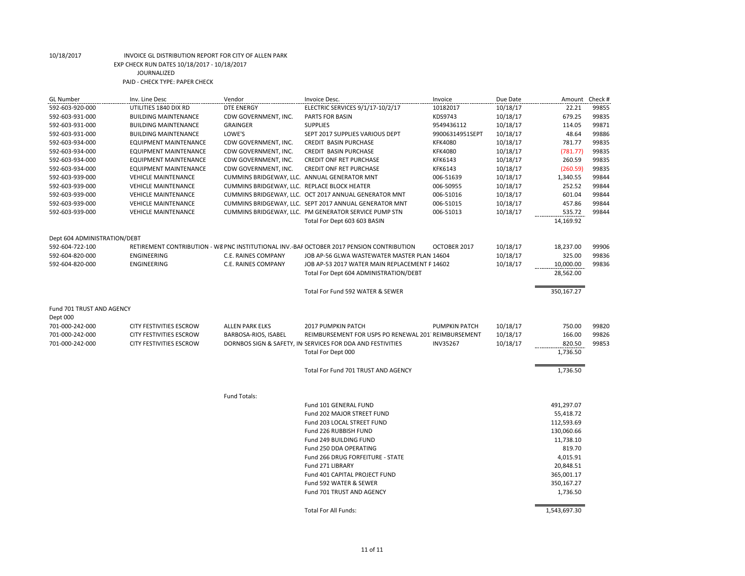10/18/2017 INVOICE GL DISTRIBUTION REPORT FOR CITY OF ALLEN PARK

EXP CHECK RUN DATES 10/18/2017 - 10/18/2017

JOURNALIZED

PAID - CHECK TYPE: PAPER CHECK

| GL Number | Inv. Line Desc | Vendor | Invoice Desc. | Invoice | Due Date | Amount | Check # |
|---|---|---|---|---|---|---|---|
| 592-603-920-000 | UTILITIES 1840 DIX RD | DTE ENERGY | ELECTRIC SERVICES 9/1/17-10/2/17 | 10182017 | 10/18/17 | 22.21 | 99855 |
| 592-603-931-000 | BUILDING MAINTENANCE | CDW GOVERNMENT, INC. | PARTS FOR BASIN | KDS9743 | 10/18/17 | 679.25 | 99835 |
| 592-603-931-000 | BUILDING MAINTENANCE | GRAINGER | SUPPLIES | 9549436112 | 10/18/17 | 114.05 | 99871 |
| 592-603-931-000 | BUILDING MAINTENANCE | LOWE'S | SEPT 2017 SUPPLIES VARIOUS DEPT | 99006314951SEPT | 10/18/17 | 48.64 | 99886 |
| 592-603-934-000 | EQUIPMENT MAINTENANCE | CDW GOVERNMENT, INC. | CREDIT BASIN PURCHASE | KFK4080 | 10/18/17 | 781.77 | 99835 |
| 592-603-934-000 | EQUIPMENT MAINTENANCE | CDW GOVERNMENT, INC. | CREDIT BASIN PURCHASE | KFK4080 | 10/18/17 | (781.77) | 99835 |
| 592-603-934-000 | EQUIPMENT MAINTENANCE | CDW GOVERNMENT, INC. | CREDIT ONF RET PURCHASE | KFK6143 | 10/18/17 | 260.59 | 99835 |
| 592-603-934-000 | EQUIPMENT MAINTENANCE | CDW GOVERNMENT, INC. | CREDIT ONF RET PURCHASE | KFK6143 | 10/18/17 | (260.59) | 99835 |
| 592-603-939-000 | VEHICLE MAINTENANCE | CUMMINS BRIDGEWAY, LLC. | ANNUAL GENERATOR MNT | 006-51639 | 10/18/17 | 1,340.55 | 99844 |
| 592-603-939-000 | VEHICLE MAINTENANCE | CUMMINS BRIDGEWAY, LLC. | REPLACE BLOCK HEATER | 006-50955 | 10/18/17 | 252.52 | 99844 |
| 592-603-939-000 | VEHICLE MAINTENANCE | CUMMINS BRIDGEWAY, LLC. | OCT 2017 ANNUAL GENERATOR MNT | 006-51016 | 10/18/17 | 601.04 | 99844 |
| 592-603-939-000 | VEHICLE MAINTENANCE | CUMMINS BRIDGEWAY, LLC. | SEPT 2017 ANNUAL GENERATOR MNT | 006-51015 | 10/18/17 | 457.86 | 99844 |
| 592-603-939-000 | VEHICLE MAINTENANCE | CUMMINS BRIDGEWAY, LLC. | PM GENERATOR SERVICE PUMP STN | 006-51013 | 10/18/17 | 535.72 | 99844 |
| | | | Total For Dept 603 603 BASIN | | | 14,169.92 | |
| Dept 604 ADMINISTRATION/DEBT | | | | | | | |
| 592-604-722-100 | RETIREMENT CONTRIBUTION - W8 | PNC INSTITUTIONAL INV.-BAF | OCTOBER 2017 PENSION CONTRIBUTION | OCTOBER 2017 | 10/18/17 | 18,237.00 | 99906 |
| 592-604-820-000 | ENGINEERING | C.E. RAINES COMPANY | JOB AP-56 GLWA WASTEWATER MASTER PLAN | 14604 | 10/18/17 | 325.00 | 99836 |
| 592-604-820-000 | ENGINEERING | C.E. RAINES COMPANY | JOB AP-53 2017 WATER MAIN REPLACEMENT F | 14602 | 10/18/17 | 10,000.00 | 99836 |
| | | | Total For Dept 604 ADMINISTRATION/DEBT | | | 28,562.00 | |
| | | | Total For Fund 592 WATER & SEWER | | | 350,167.27 | |
| Fund 701 TRUST AND AGENCY | | | | | | | |
| Dept 000 | | | | | | | |
| 701-000-242-000 | CITY FESTIVITIES ESCROW | ALLEN PARK ELKS | 2017 PUMPKIN PATCH | PUMPKIN PATCH | 10/18/17 | 750.00 | 99820 |
| 701-000-242-000 | CITY FESTIVITIES ESCROW | BARBOSA-RIOS, ISABEL | REIMBURSEMENT FOR USPS PO RENEWAL 201 | REIMBURSEMENT | 10/18/17 | 166.00 | 99826 |
| 701-000-242-000 | CITY FESTIVITIES ESCROW | DORNBOS SIGN & SAFETY, IN | SERVICES FOR DDA AND FESTIVITIES | INV35267 | 10/18/17 | 820.50 | 99853 |
| | | | Total For Dept 000 | | | 1,736.50 | |
| | | | Total For Fund 701 TRUST AND AGENCY | | | 1,736.50 | |

Fund Totals:

| | |
|---|---|
| Fund 101 GENERAL FUND | 491,297.07 |
| Fund 202 MAJOR STREET FUND | 55,418.72 |
| Fund 203 LOCAL STREET FUND | 112,593.69 |
| Fund 226 RUBBISH FUND | 130,060.66 |
| Fund 249 BUILDING FUND | 11,738.10 |
| Fund 250 DDA OPERATING | 819.70 |
| Fund 266 DRUG FORFEITURE - STATE | 4,015.91 |
| Fund 271 LIBRARY | 20,848.51 |
| Fund 401 CAPITAL PROJECT FUND | 365,001.17 |
| Fund 592 WATER & SEWER | 350,167.27 |
| Fund 701 TRUST AND AGENCY | 1,736.50 |
| Total For All Funds: | 1,543,697.30 |